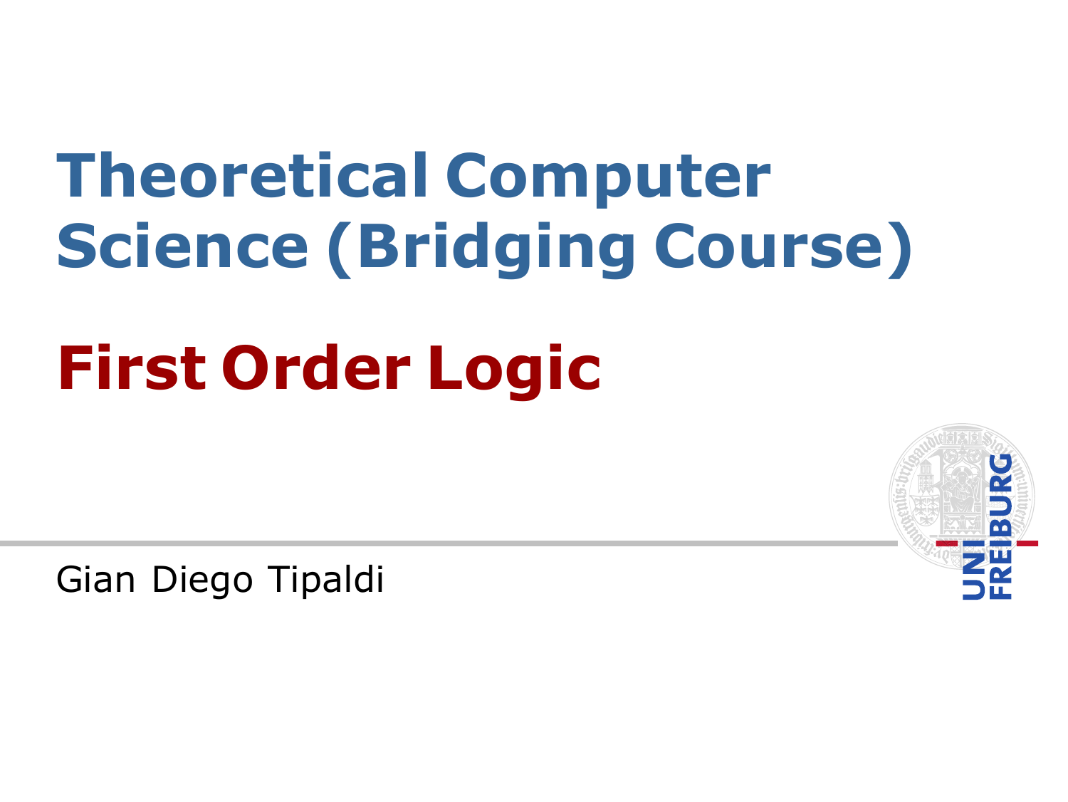# Theoretical Computer Science (Bridging Course)

## First Order Logic

Gian Diego Tipaldi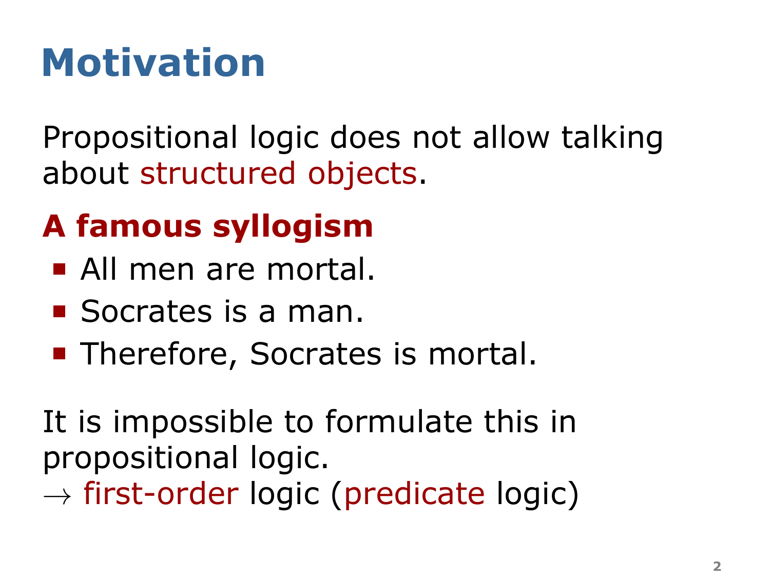# Motivation

Propositional logic does not allow talking about structured objects.

## A famous syllogism

- All men are mortal.
- Socrates is a man.
- Therefore, Socrates is mortal.

It is impossible to formulate this in propositional logic.
$\rightarrow$ first-order logic (predicate logic)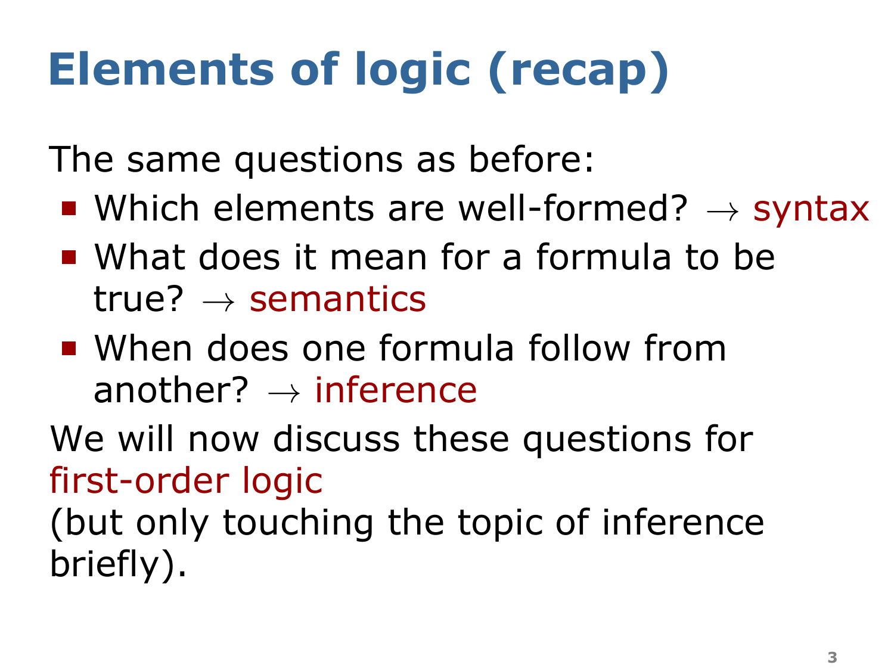# Elements of logic (recap)

The same questions as before:

- Which elements are well-formed? $\rightarrow$ syntax
- What does it mean for a formula to be true? $\rightarrow$ semantics
- When does one formula follow from another? $\rightarrow$ inference

We will now discuss these questions for first-order logic
(but only touching the topic of inference briefly).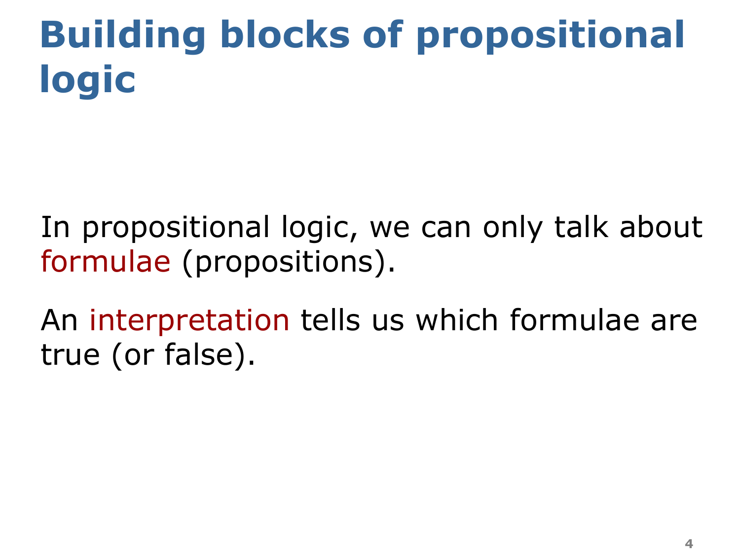# Building blocks of propositional logic

In propositional logic, we can only talk about formulae (propositions).

An interpretation tells us which formulae are true (or false).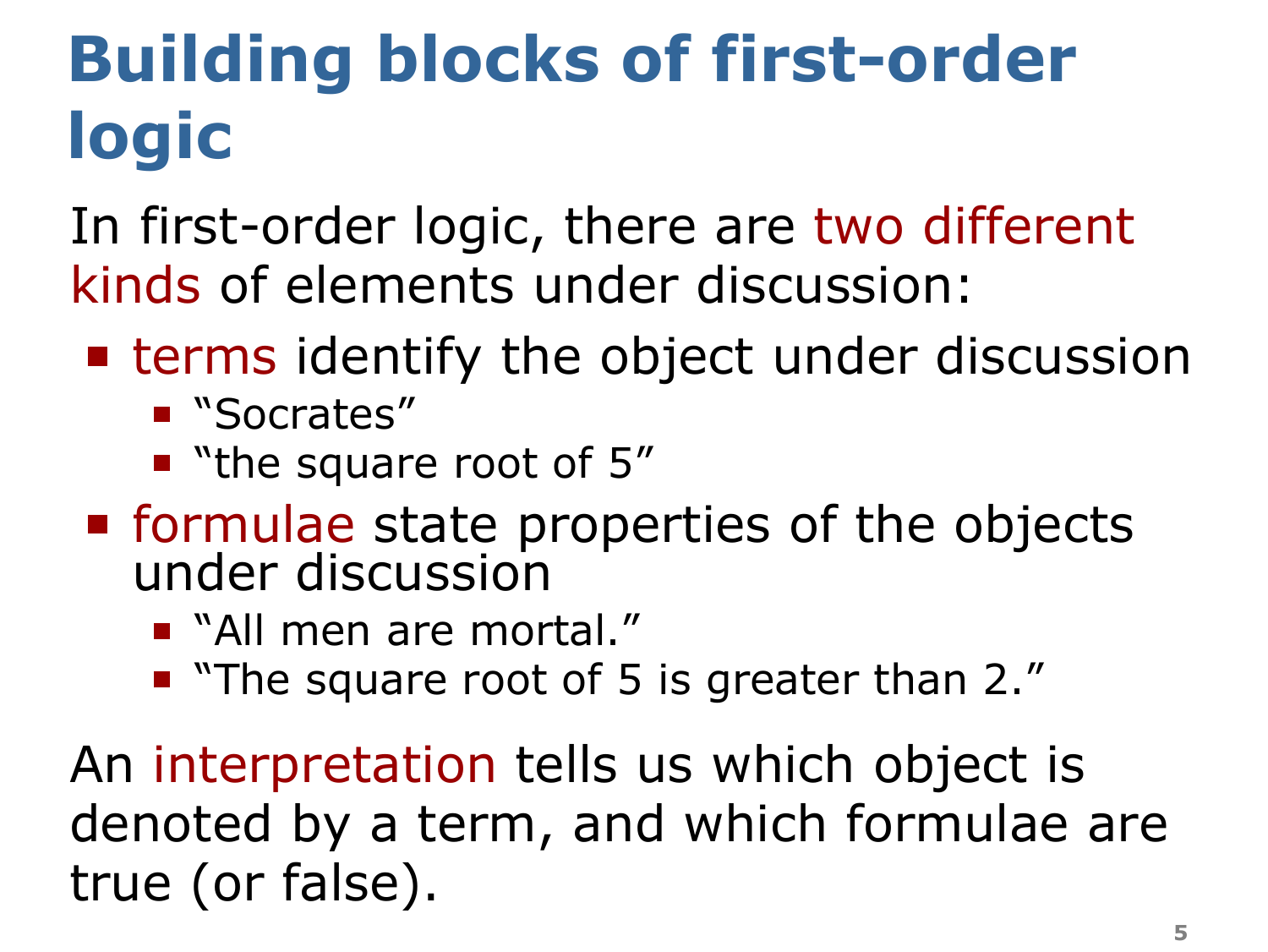# Building blocks of first-order logic

In first-order logic, there are two different kinds of elements under discussion:

- terms identify the object under discussion
  - “Socrates”
  - “the square root of 5”
- formulae state properties of the objects under discussion
  - “All men are mortal.”
  - “The square root of 5 is greater than 2.”

An interpretation tells us which object is denoted by a term, and which formulae are true (or false).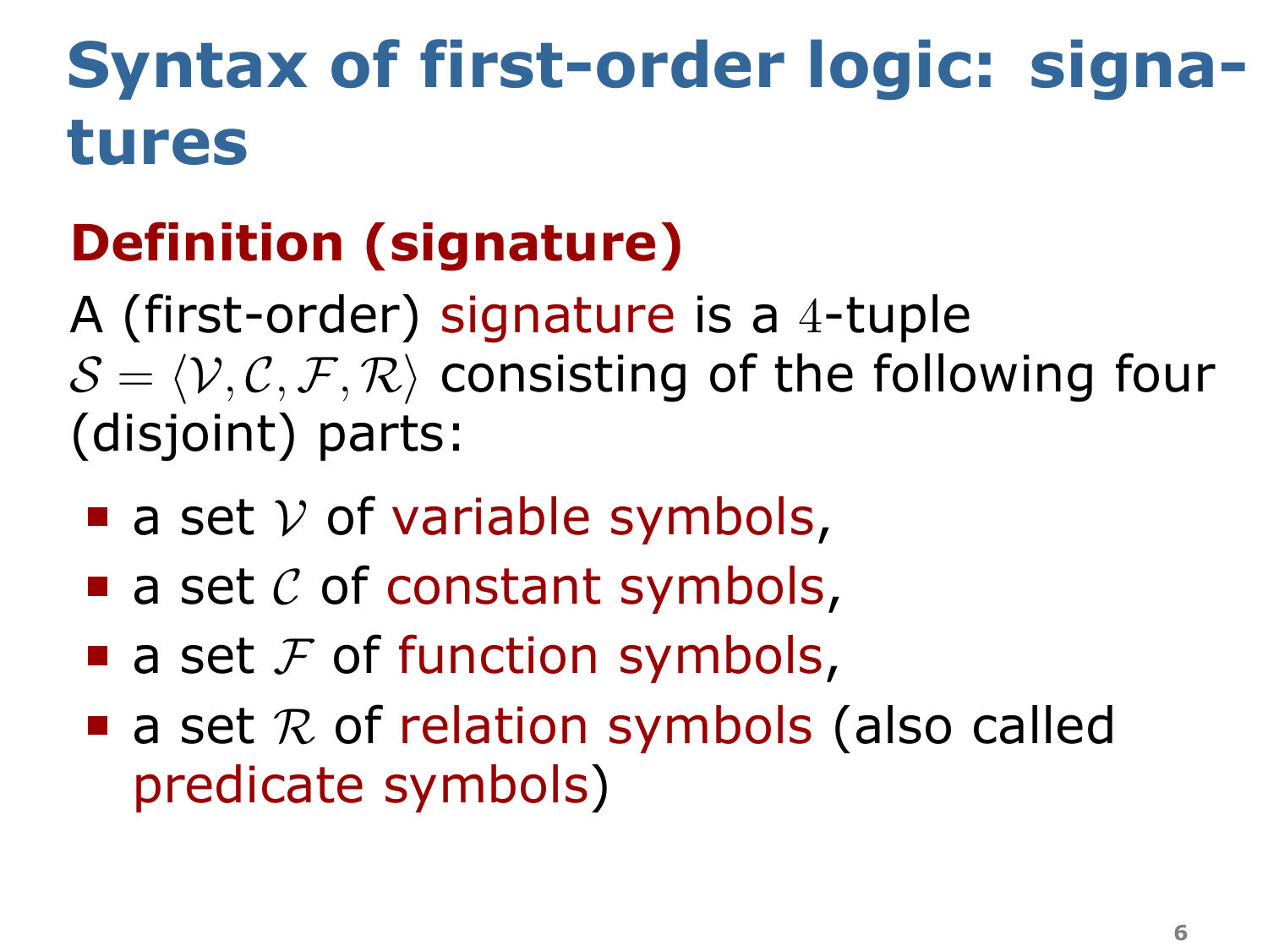# Syntax of first-order logic: signatures

## Definition (signature)

A (first-order) signature is a $4$-tuple $\mathcal{S} = \langle \mathcal{V}, \mathcal{C}, \mathcal{F}, \mathcal{R} \rangle$ consisting of the following four (disjoint) parts:

- a set $\mathcal{V}$ of variable symbols,
- a set $\mathcal{C}$ of constant symbols,
- a set $\mathcal{F}$ of function symbols,
- a set $\mathcal{R}$ of relation symbols (also called predicate symbols)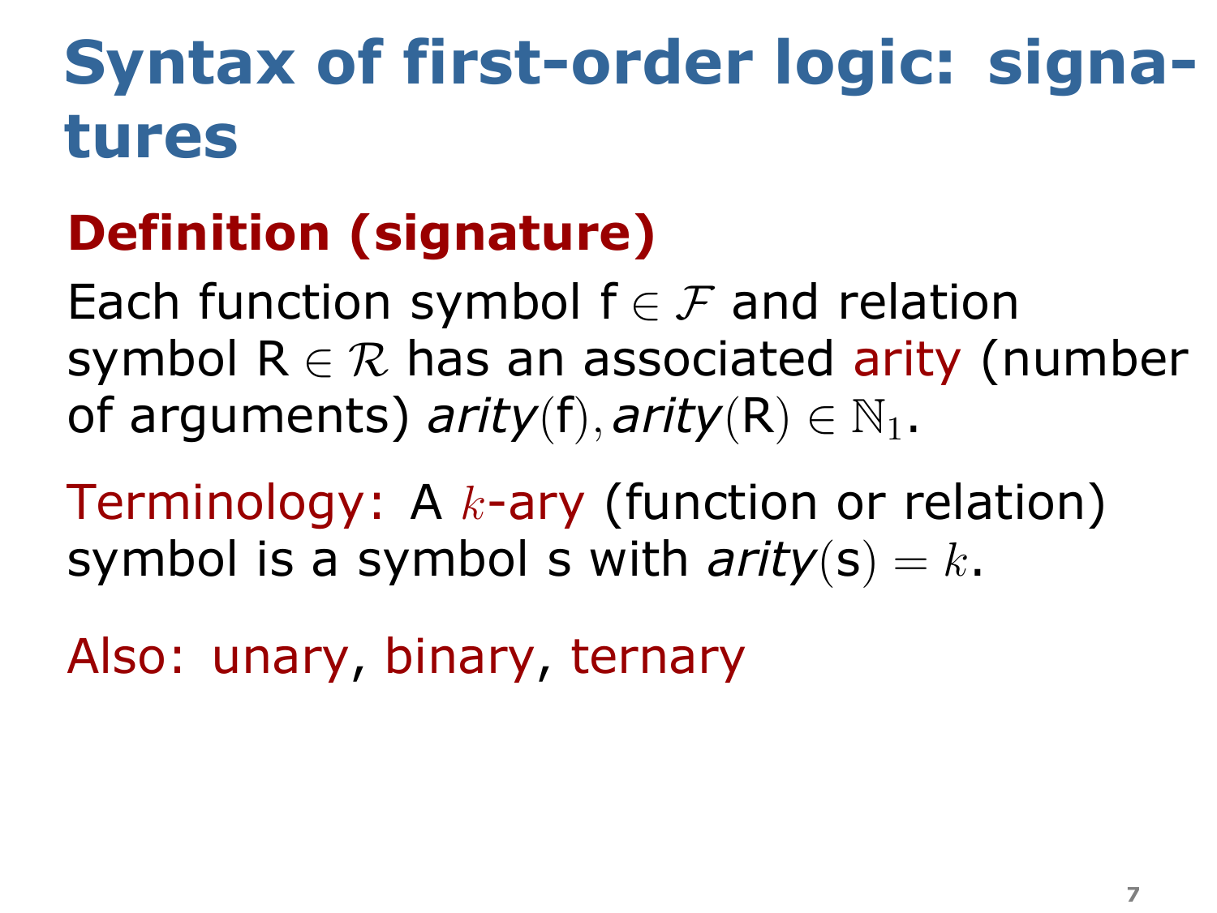# Syntax of first-order logic: signatures

## Definition (signature)

Each function symbol $\mathsf{f} \in \mathcal{F}$ and relation symbol $\mathsf{R} \in \mathcal{R}$ has an associated arity (number of arguments) $\textit{arity}(\mathsf{f}), \textit{arity}(\mathsf{R}) \in \mathbb{N}_1$.

Terminology: A $k$-ary (function or relation) symbol is a symbol s with $\textit{arity}(\mathsf{s}) = k$.

Also: unary, binary, ternary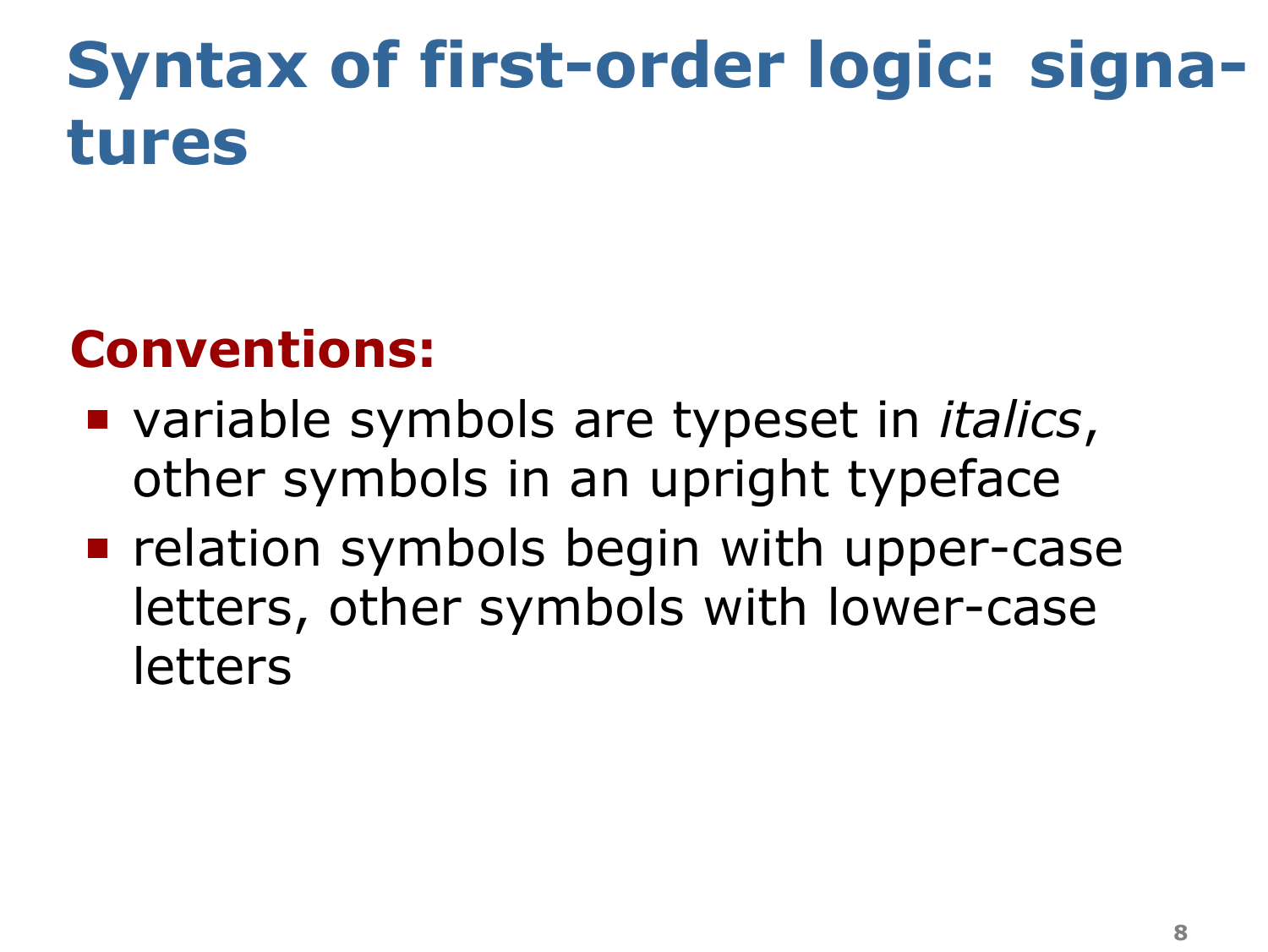# Syntax of first-order logic: signatures

**Conventions:**

- variable symbols are typeset in *italics*, other symbols in an upright typeface
- relation symbols begin with upper-case letters, other symbols with lower-case letters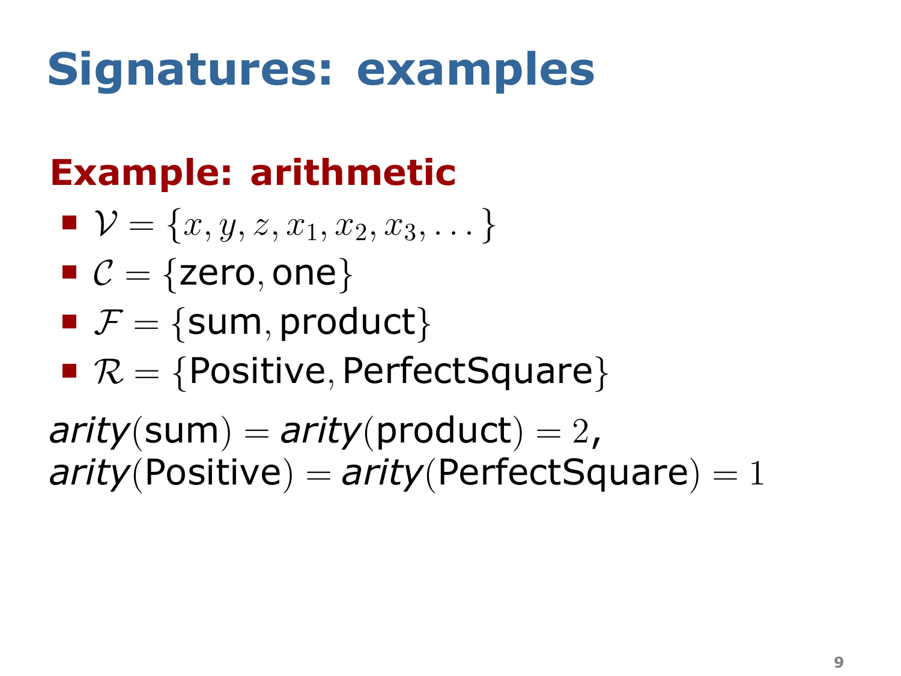# Signatures: examples

## Example: arithmetic

- $\mathcal{V} = \{x, y, z, x_1, x_2, x_3, \dots\}$
- $\mathcal{C} = \{\text{zero}, \text{one}\}$
- $\mathcal{F} = \{\text{sum}, \text{product}\}$
- $\mathcal{R} = \{\text{Positive}, \text{PerfectSquare}\}$

$\textit{arity}(\text{sum}) = \textit{arity}(\text{product}) = 2$,
$\textit{arity}(\text{Positive}) = \textit{arity}(\text{PerfectSquare}) = 1$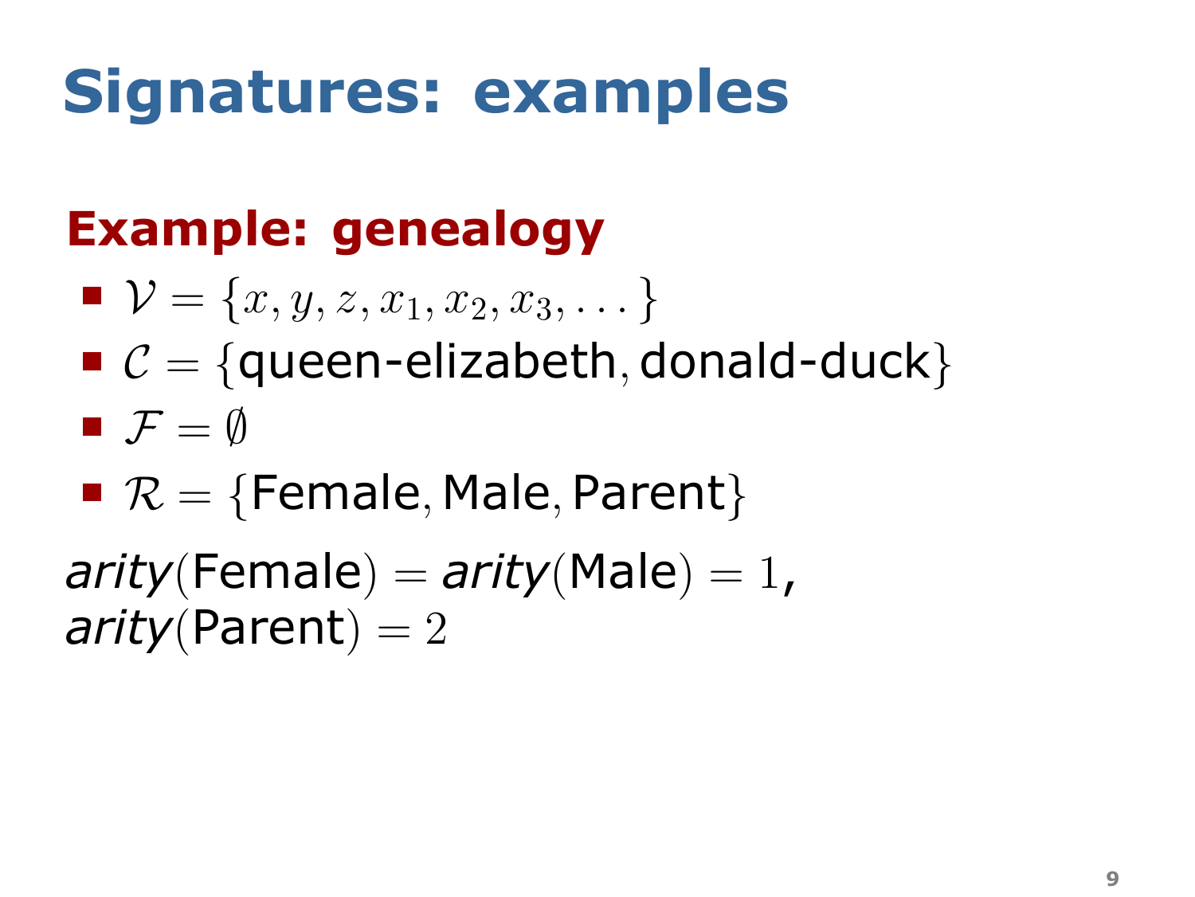# Signatures: examples

## Example: genealogy

- $\mathcal{V} = \{x, y, z, x_1, x_2, x_3, \dots\}$
- $\mathcal{C} = \{\text{queen-elizabeth}, \text{donald-duck}\}$
- $\mathcal{F} = \emptyset$
- $\mathcal{R} = \{\text{Female}, \text{Male}, \text{Parent}\}$

*arity*$(\text{Female}) =$ *arity*$(\text{Male}) = 1$,
*arity*$(\text{Parent}) = 2$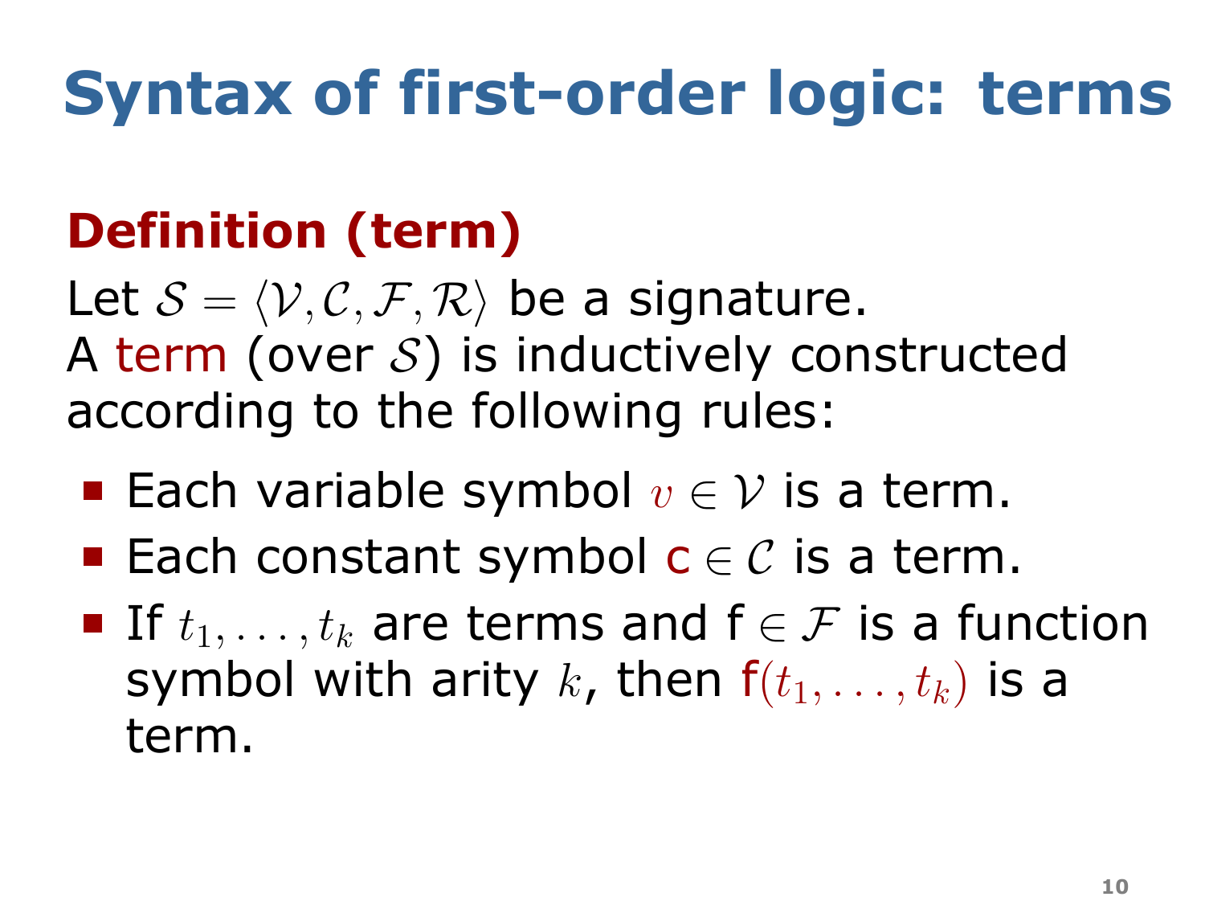# Syntax of first-order logic: terms

## Definition (term)

Let $\mathcal{S} = \langle \mathcal{V}, \mathcal{C}, \mathcal{F}, \mathcal{R} \rangle$ be a signature.
A term (over $\mathcal{S}$) is inductively constructed according to the following rules:

- Each variable symbol $v \in \mathcal{V}$ is a term.
- Each constant symbol $\mathsf{c} \in \mathcal{C}$ is a term.
- If $t_1, \ldots, t_k$ are terms and $\mathsf{f} \in \mathcal{F}$ is a function symbol with arity $k$, then $\mathsf{f}(t_1, \ldots, t_k)$ is a term.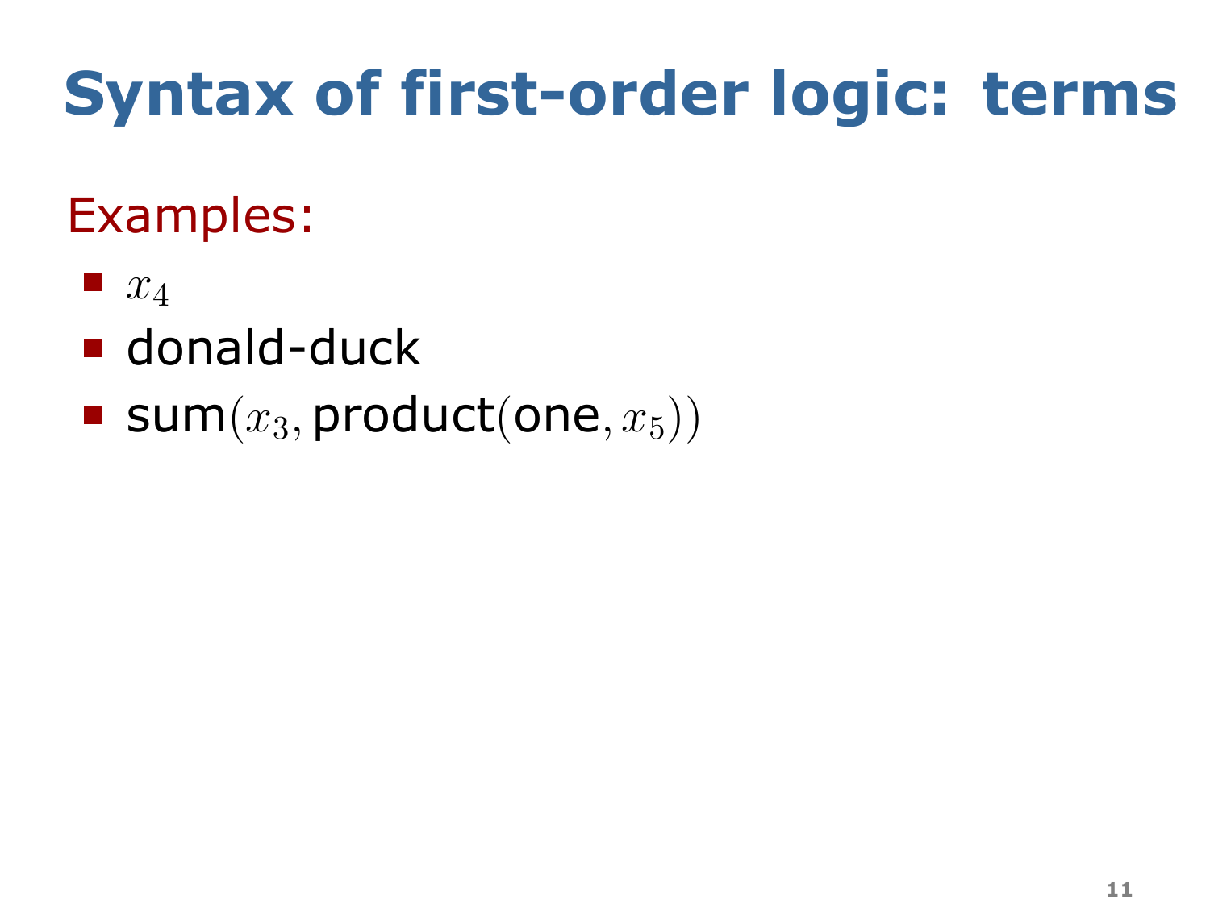# Syntax of first-order logic: terms

Examples:

- $x_4$
- donald-duck
- $\text{sum}(x_3, \text{product}(\text{one}, x_5))$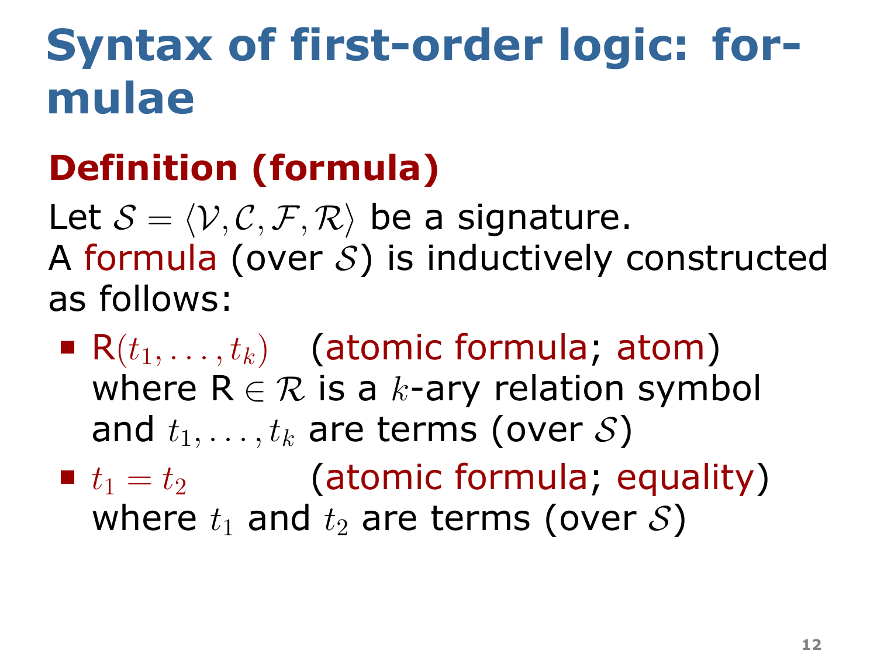# Syntax of first-order logic: formulae

## Definition (formula)

Let $\mathcal{S} = \langle \mathcal{V}, \mathcal{C}, \mathcal{F}, \mathcal{R} \rangle$ be a signature.
A formula (over $\mathcal{S}$) is inductively constructed as follows:

- $\mathsf{R}(t_1, \dots, t_k)$ (atomic formula; atom) where $\mathsf{R} \in \mathcal{R}$ is a $k$-ary relation symbol and $t_1, \dots, t_k$ are terms (over $\mathcal{S}$)
- $t_1 = t_2$ (atomic formula; equality) where $t_1$ and $t_2$ are terms (over $\mathcal{S}$)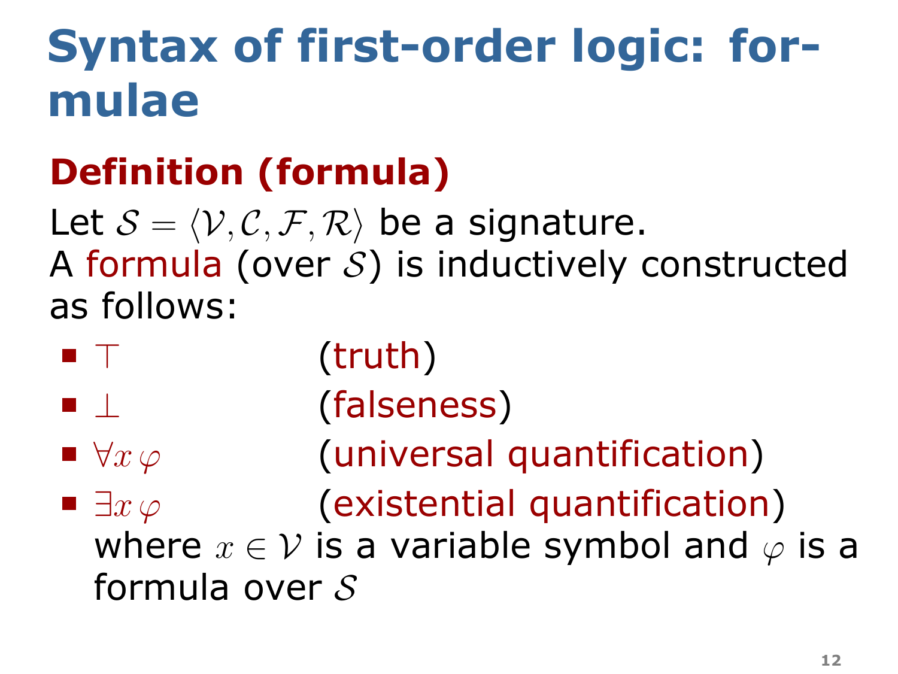# Syntax of first-order logic: formulae

## Definition (formula)

Let $\mathcal{S} = \langle \mathcal{V}, \mathcal{C}, \mathcal{F}, \mathcal{R} \rangle$ be a signature.
A formula (over $\mathcal{S}$) is inductively constructed as follows:

- $\top$ (truth)
- $\bot$ (falseness)
- $\forall x \, \varphi$ (universal quantification)
- $\exists x \, \varphi$ (existential quantification)
  where $x \in \mathcal{V}$ is a variable symbol and $\varphi$ is a formula over $\mathcal{S}$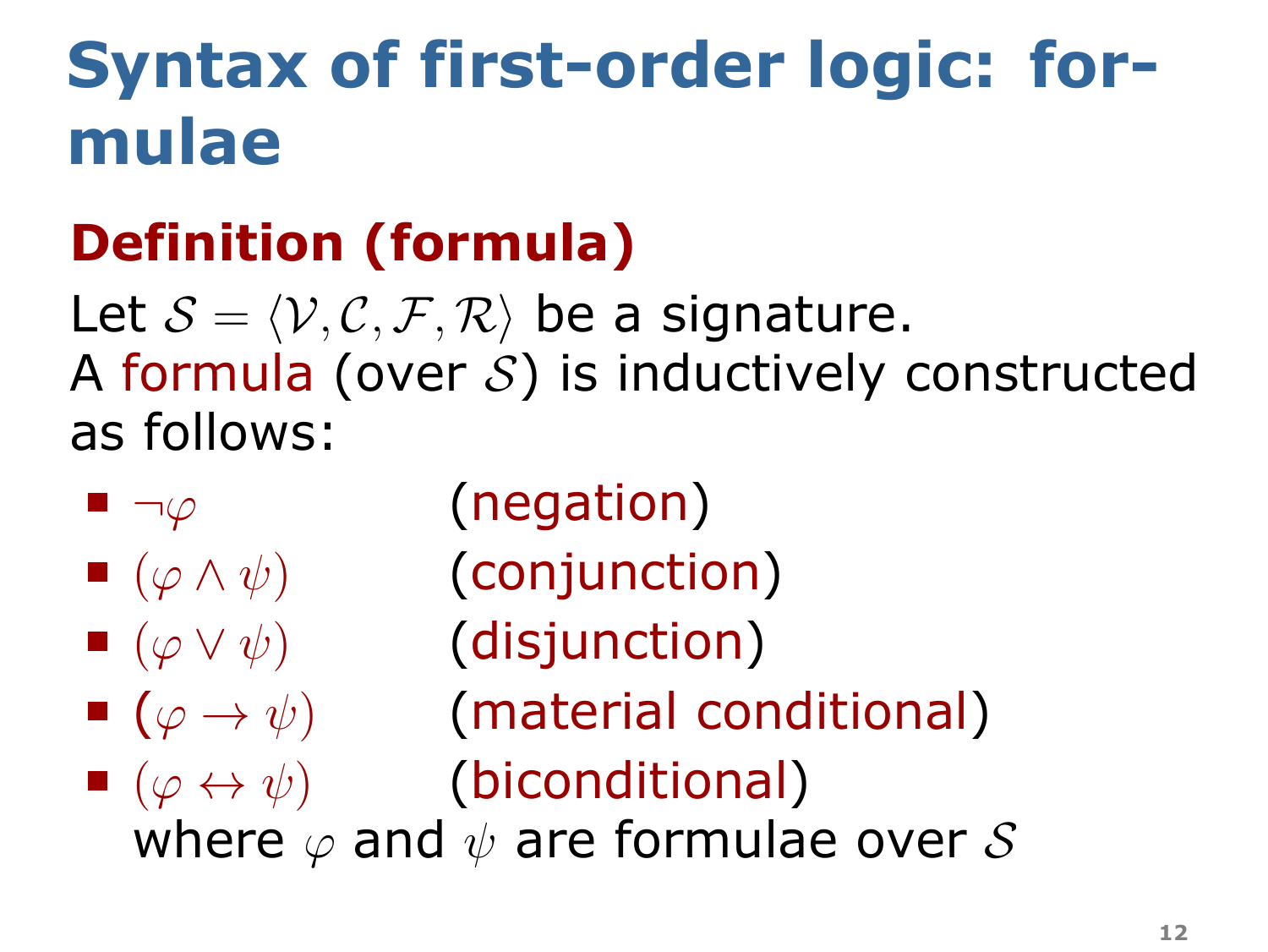# Syntax of first-order logic: formulae

## Definition (formula)

Let $\mathcal{S} = \langle \mathcal{V}, \mathcal{C}, \mathcal{F}, \mathcal{R} \rangle$ be a signature.
A formula (over $\mathcal{S}$) is inductively constructed as follows:

- $\neg\varphi$ (negation)
- $(\varphi \wedge \psi)$ (conjunction)
- $(\varphi \vee \psi)$ (disjunction)
- $(\varphi \rightarrow \psi)$ (material conditional)
- $(\varphi \leftrightarrow \psi)$ (biconditional)

  where $\varphi$ and $\psi$ are formulae over $\mathcal{S}$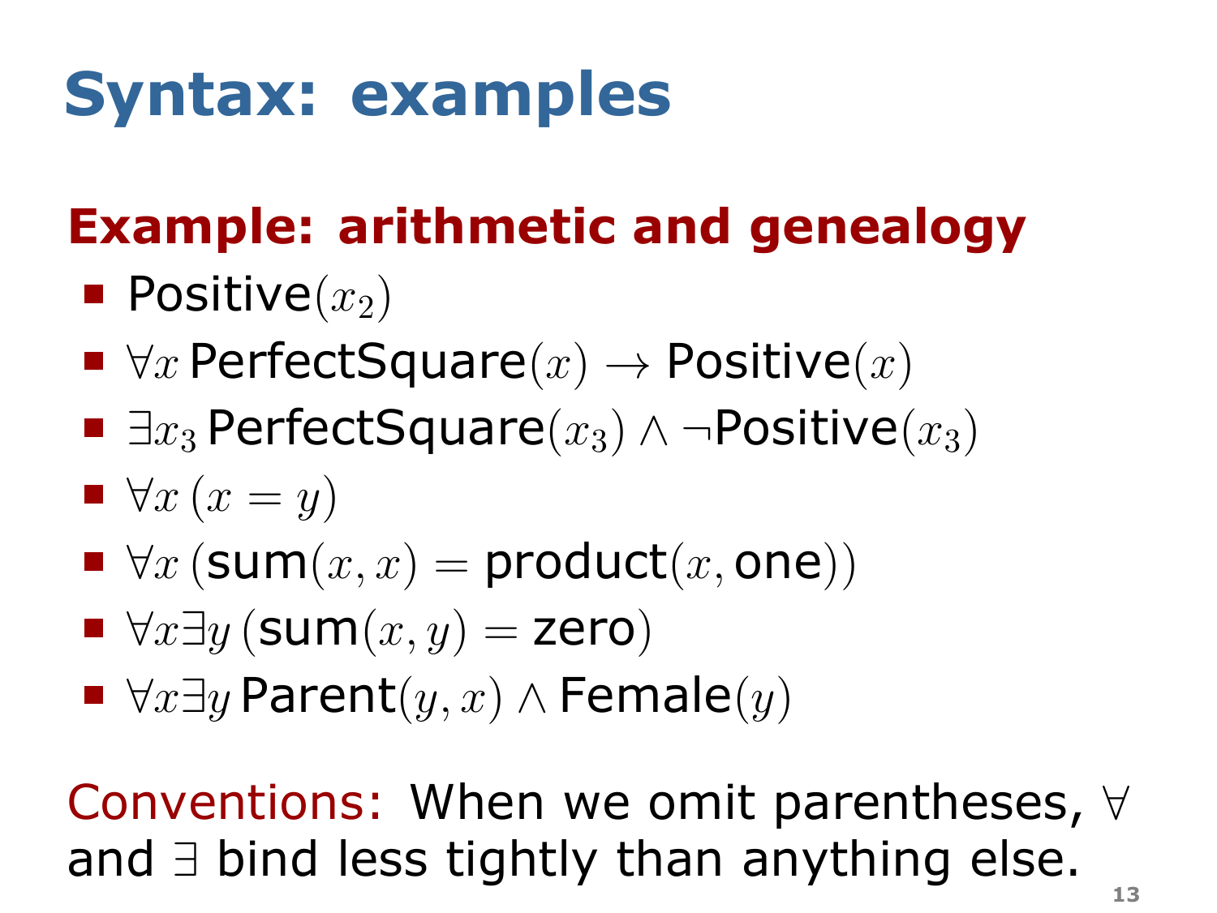# Syntax: examples

## Example: arithmetic and genealogy

- $\text{Positive}(x_2)$
- $\forall x\, \text{PerfectSquare}(x) \rightarrow \text{Positive}(x)$
- $\exists x_3\, \text{PerfectSquare}(x_3) \wedge \neg\text{Positive}(x_3)$
- $\forall x\, (x = y)$
- $\forall x\, (\text{sum}(x, x) = \text{product}(x, \text{one}))$
- $\forall x \exists y\, (\text{sum}(x, y) = \text{zero})$
- $\forall x \exists y\, \text{Parent}(y, x) \wedge \text{Female}(y)$

Conventions: When we omit parentheses, $\forall$ and $\exists$ bind less tightly than anything else.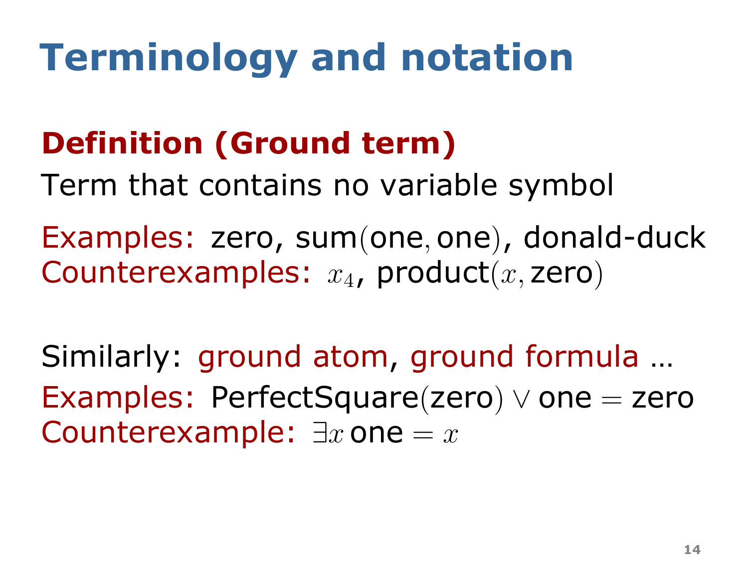# Terminology and notation

## Definition (Ground term)

Term that contains no variable symbol

Examples: zero, $\text{sum}(\text{one}, \text{one})$, donald-duck
Counterexamples: $x_4$, $\text{product}(x, \text{zero})$

Similarly: ground atom, ground formula ...
Examples: $\text{PerfectSquare}(\text{zero}) \lor \text{one} = \text{zero}$
Counterexample: $\exists x \, \text{one} = x$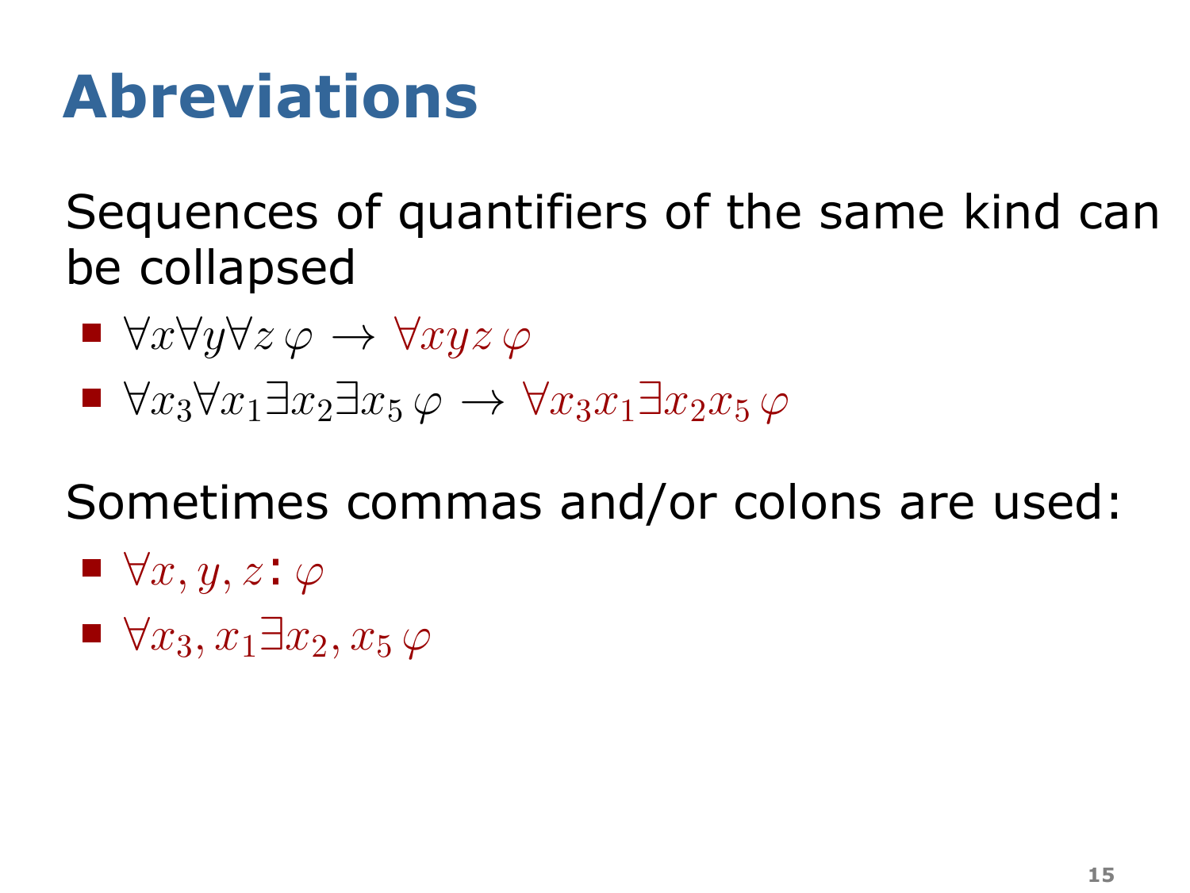# Abreviations

Sequences of quantifiers of the same kind can be collapsed

- $\forall x \forall y \forall z \, \varphi \rightarrow \forall xyz \, \varphi$
- $\forall x_3 \forall x_1 \exists x_2 \exists x_5 \, \varphi \rightarrow \forall x_3 x_1 \exists x_2 x_5 \, \varphi$

Sometimes commas and/or colons are used:

- $\forall x, y, z\colon \varphi$
- $\forall x_3, x_1 \exists x_2, x_5 \, \varphi$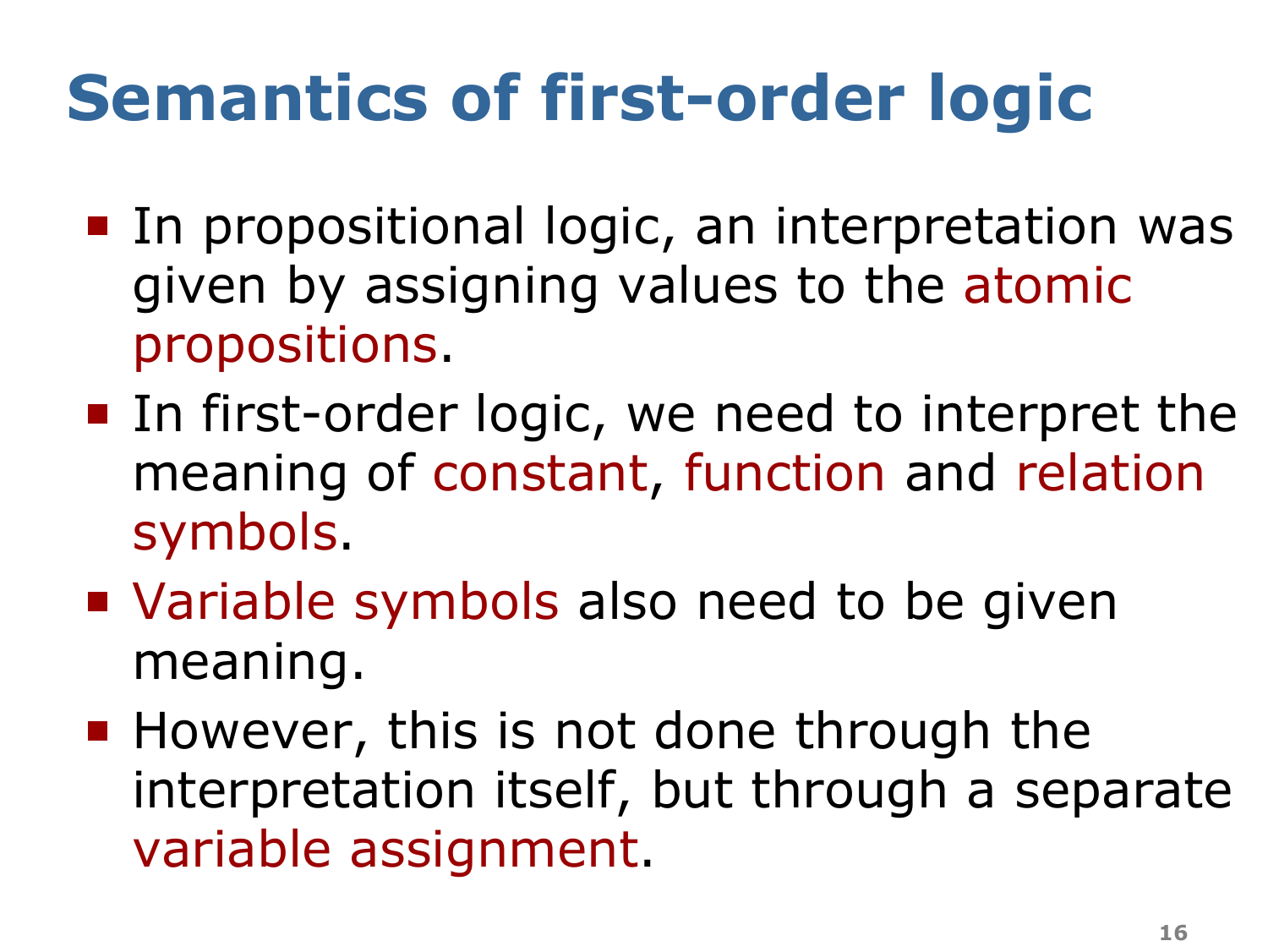# Semantics of first-order logic

- In propositional logic, an interpretation was given by assigning values to the atomic propositions.
- In first-order logic, we need to interpret the meaning of constant, function and relation symbols.
- Variable symbols also need to be given meaning.
- However, this is not done through the interpretation itself, but through a separate variable assignment.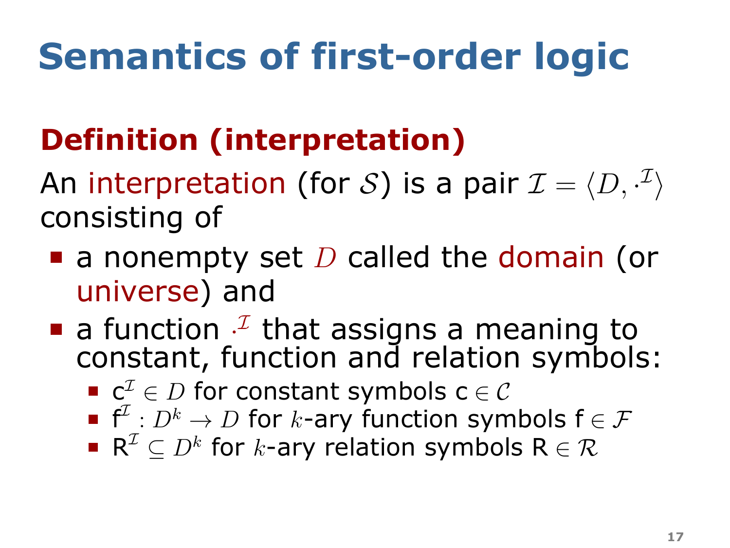# Semantics of first-order logic

## Definition (interpretation)

An interpretation (for $\mathcal{S}$) is a pair $\mathcal{I} = \langle D, \cdot^{\mathcal{I}} \rangle$ consisting of

- a nonempty set $D$ called the domain (or universe) and
- a function $\cdot^{\mathcal{I}}$ that assigns a meaning to constant, function and relation symbols:
  - $\mathsf{c}^{\mathcal{I}} \in D$ for constant symbols $\mathsf{c} \in \mathcal{C}$
  - $\mathsf{f}^{\mathcal{I}} : D^k \to D$ for $k$-ary function symbols $\mathsf{f} \in \mathcal{F}$
  - $\mathsf{R}^{\mathcal{I}} \subseteq D^k$ for $k$-ary relation symbols $\mathsf{R} \in \mathcal{R}$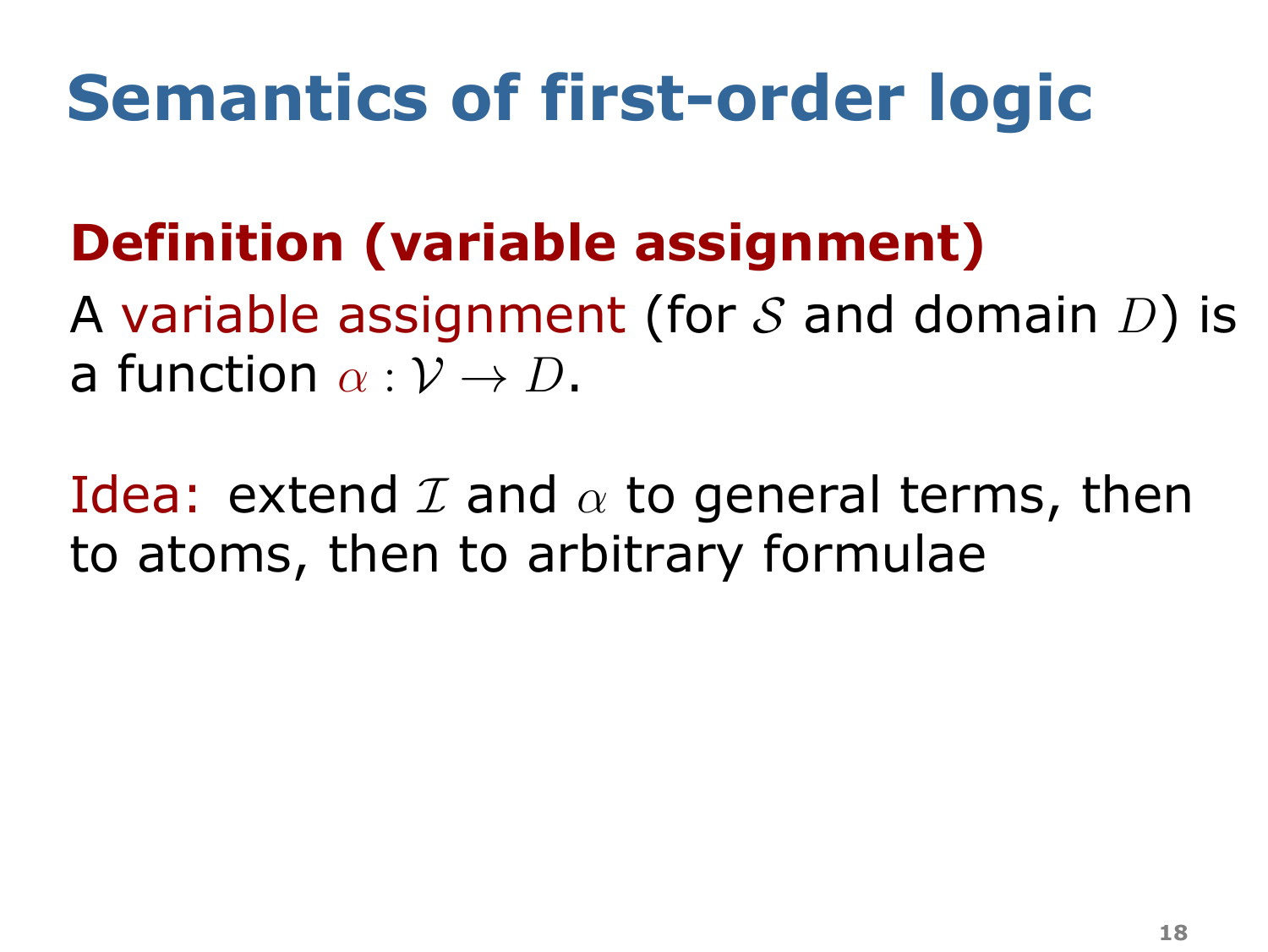# Semantics of first-order logic

## Definition (variable assignment)

A variable assignment (for $\mathcal{S}$ and domain $D$) is a function $\alpha : \mathcal{V} \rightarrow D$.

Idea: extend $\mathcal{I}$ and $\alpha$ to general terms, then to atoms, then to arbitrary formulae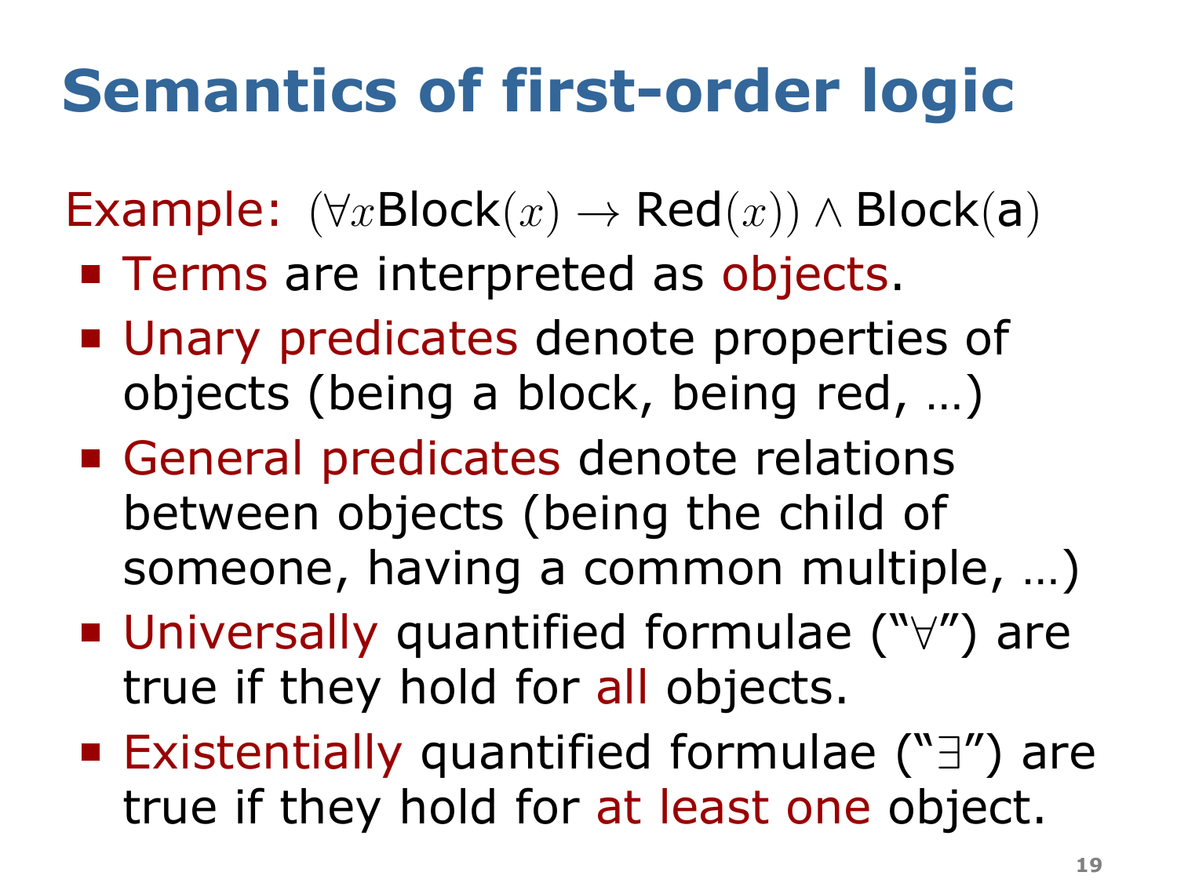# Semantics of first-order logic

Example: $(\forall x \text{Block}(x) \rightarrow \text{Red}(x)) \land \text{Block}(\text{a})$

- Terms are interpreted as objects.
- Unary predicates denote properties of objects (being a block, being red, …)
- General predicates denote relations between objects (being the child of someone, having a common multiple, …)
- Universally quantified formulae ("$\forall$") are true if they hold for all objects.
- Existentially quantified formulae ("$\exists$") are true if they hold for at least one object.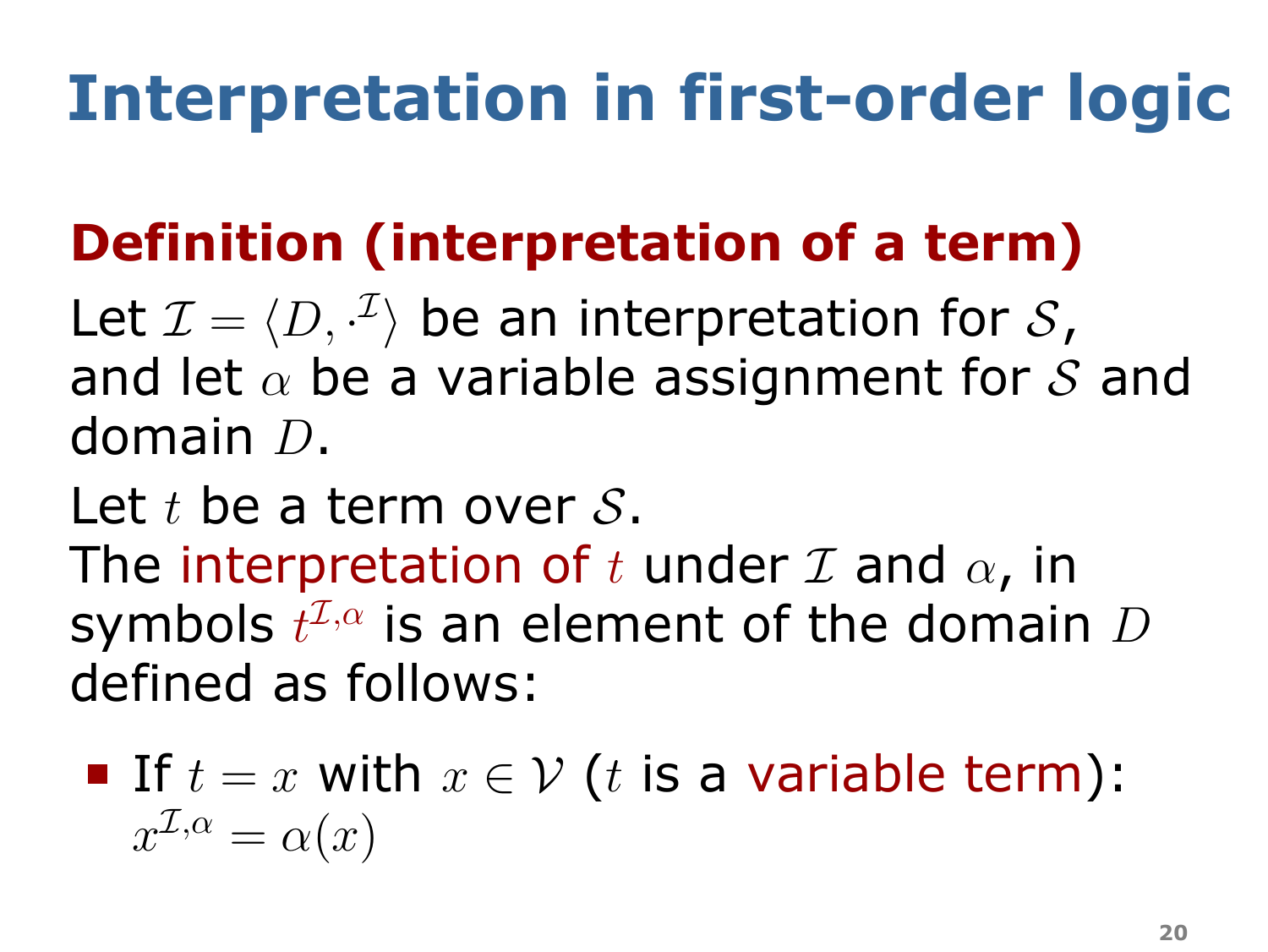# Interpretation in first-order logic

## Definition (interpretation of a term)

Let $\mathcal{I} = \langle D, \cdot^{\mathcal{I}} \rangle$ be an interpretation for $\mathcal{S}$, and let $\alpha$ be a variable assignment for $\mathcal{S}$ and domain $D$.

Let $t$ be a term over $\mathcal{S}$.
The interpretation of $t$ under $\mathcal{I}$ and $\alpha$, in symbols $t^{\mathcal{I},\alpha}$ is an element of the domain $D$ defined as follows:

- If $t = x$ with $x \in \mathcal{V}$ ($t$ is a variable term):
  $x^{\mathcal{I},\alpha} = \alpha(x)$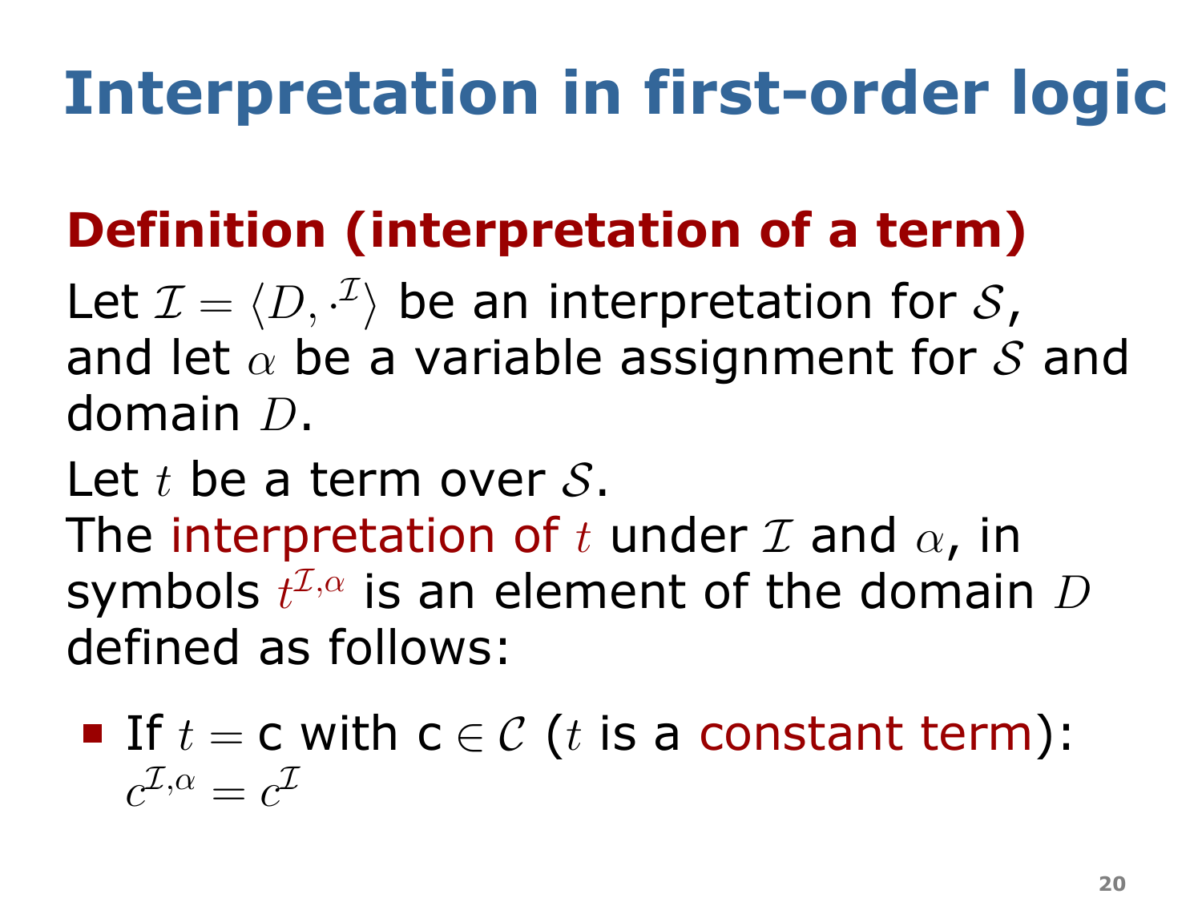# Interpretation in first-order logic

## Definition (interpretation of a term)

Let $\mathcal{I} = \langle D, \cdot^{\mathcal{I}} \rangle$ be an interpretation for $\mathcal{S}$, and let $\alpha$ be a variable assignment for $\mathcal{S}$ and domain $D$.

Let $t$ be a term over $\mathcal{S}$.
The interpretation of $t$ under $\mathcal{I}$ and $\alpha$, in symbols $t^{\mathcal{I},\alpha}$ is an element of the domain $D$ defined as follows:

- If $t = \mathsf{c}$ with $\mathsf{c} \in \mathcal{C}$ ($t$ is a constant term):
  $c^{\mathcal{I},\alpha} = c^{\mathcal{I}}$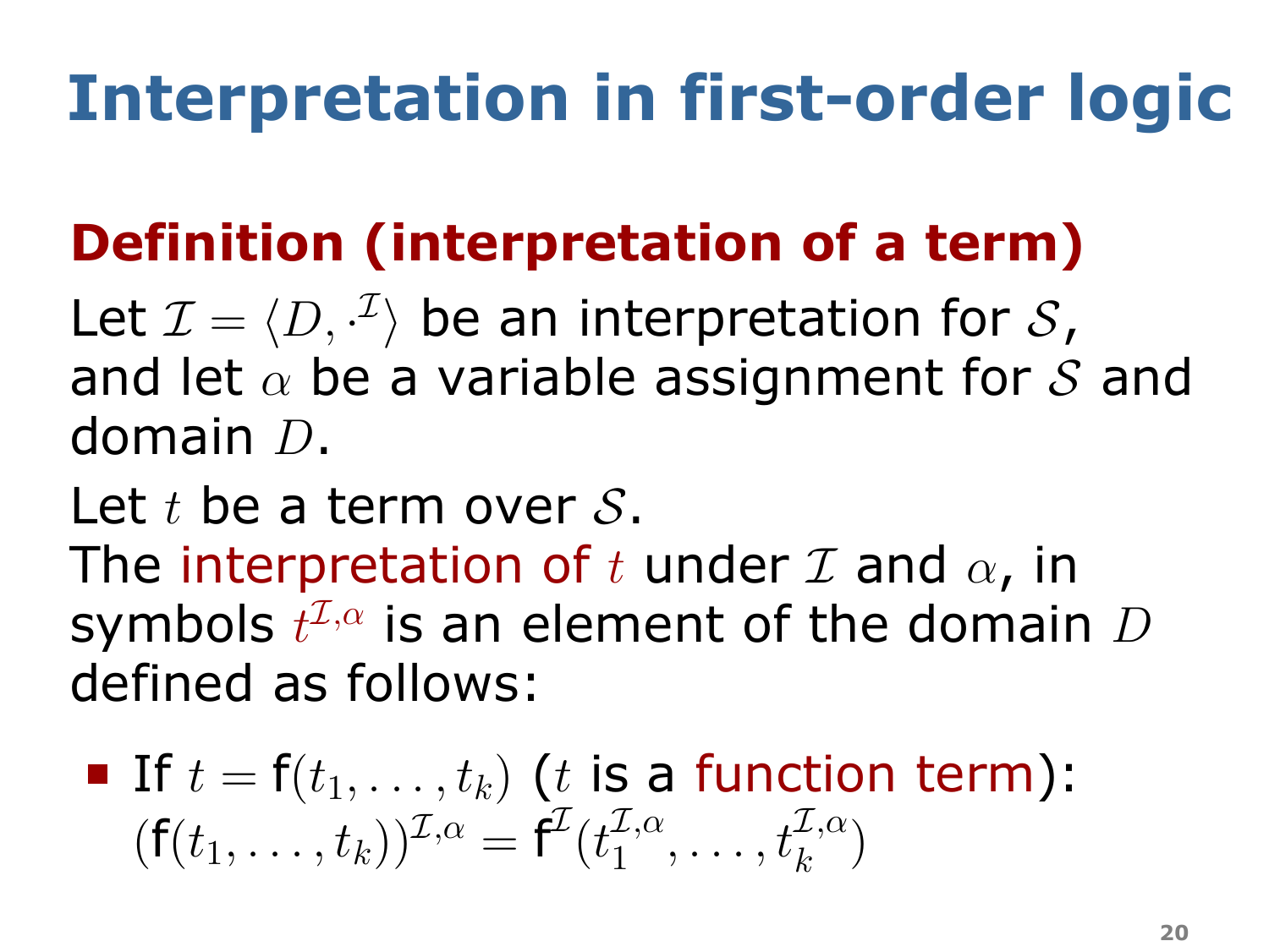# Interpretation in first-order logic

## Definition (interpretation of a term)

Let $\mathcal{I} = \langle D, \cdot^{\mathcal{I}} \rangle$ be an interpretation for $\mathcal{S}$, and let $\alpha$ be a variable assignment for $\mathcal{S}$ and domain $D$.

Let $t$ be a term over $\mathcal{S}$.
The interpretation of $t$ under $\mathcal{I}$ and $\alpha$, in symbols $t^{\mathcal{I},\alpha}$ is an element of the domain $D$ defined as follows:

- If $t = \mathsf{f}(t_1, \ldots, t_k)$ ($t$ is a function term):
  $(\mathsf{f}(t_1, \ldots, t_k))^{\mathcal{I},\alpha} = \mathsf{f}^{\mathcal{I}}(t_1^{\mathcal{I},\alpha}, \ldots, t_k^{\mathcal{I},\alpha})$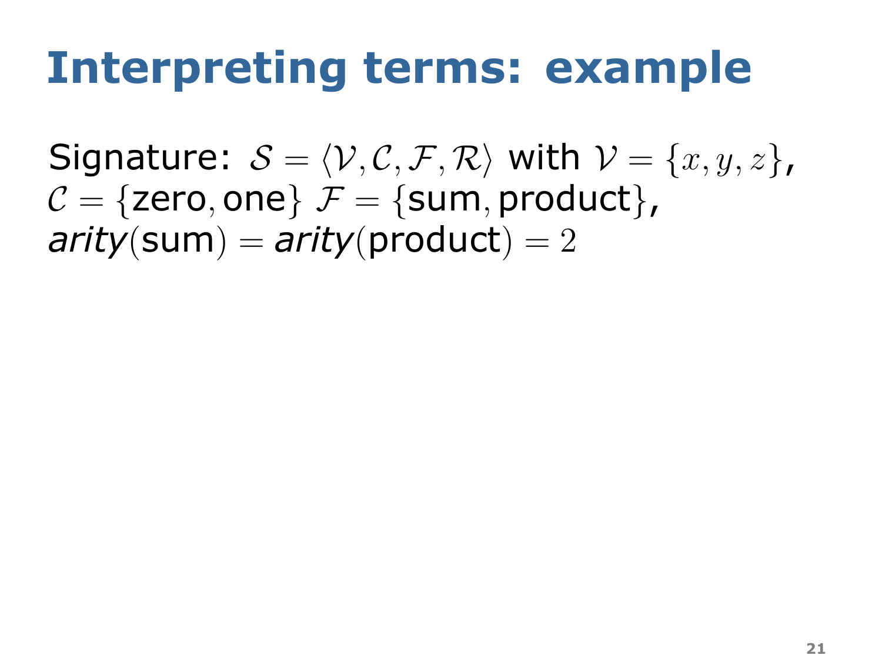# Interpreting terms: example

Signature: $\mathcal{S} = \langle \mathcal{V}, \mathcal{C}, \mathcal{F}, \mathcal{R} \rangle$ with $\mathcal{V} = \{x, y, z\}$, $\mathcal{C} = \{\text{zero}, \text{one}\}$ $\mathcal{F} = \{\text{sum}, \text{product}\}$, *arity*$(\text{sum}) =$ *arity*$(\text{product}) = 2$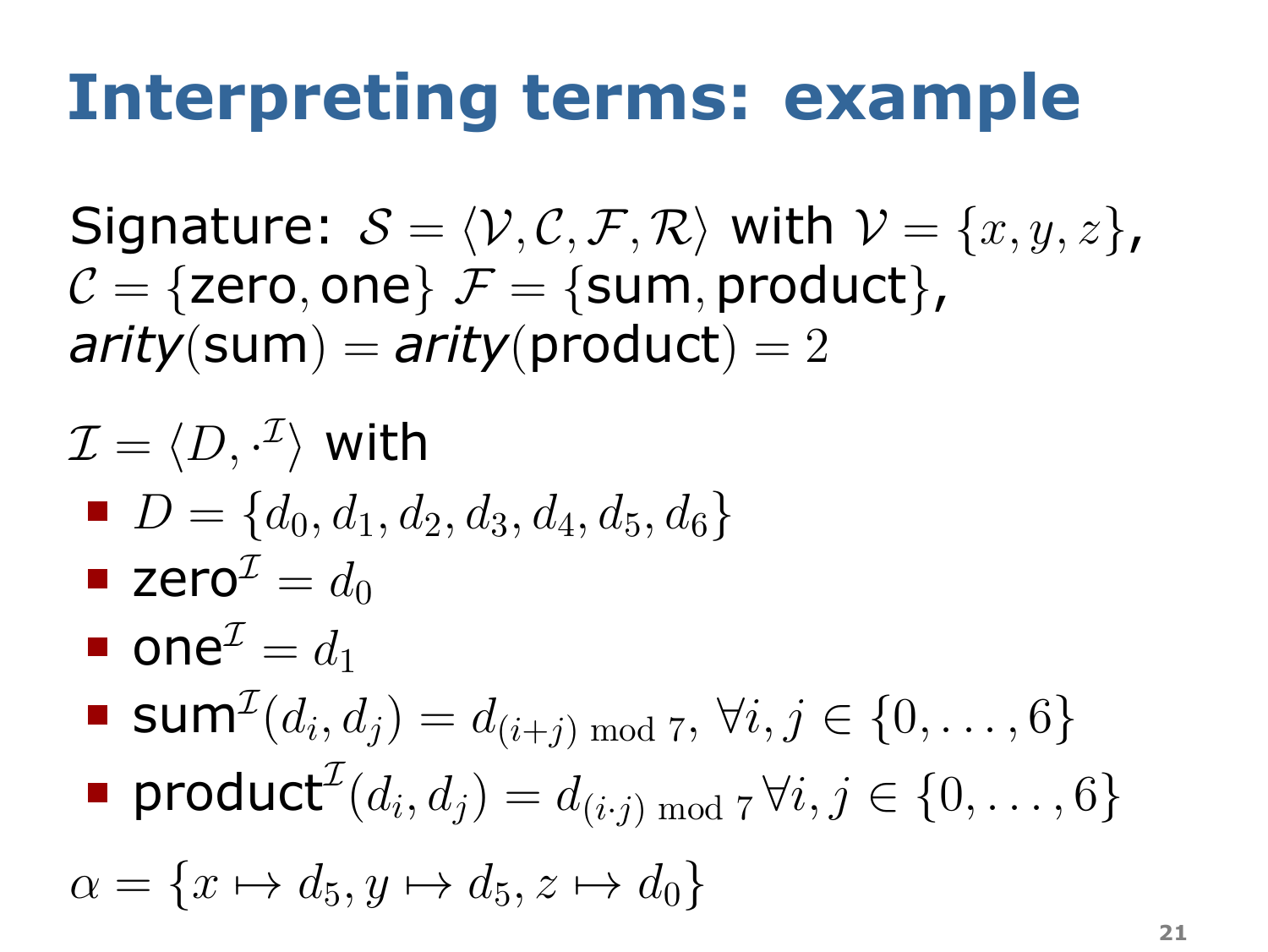# Interpreting terms: example

Signature: $\mathcal{S} = \langle \mathcal{V}, \mathcal{C}, \mathcal{F}, \mathcal{R} \rangle$ with $\mathcal{V} = \{x, y, z\}$, $\mathcal{C} = \{\text{zero}, \text{one}\}$ $\mathcal{F} = \{\text{sum}, \text{product}\}$, *arity*(sum) = *arity*(product) $= 2$

$\mathcal{I} = \langle D, \cdot^{\mathcal{I}} \rangle$ with

- $D = \{d_0, d_1, d_2, d_3, d_4, d_5, d_6\}$
- $\text{zero}^{\mathcal{I}} = d_0$
- $\text{one}^{\mathcal{I}} = d_1$
- $\text{sum}^{\mathcal{I}}(d_i, d_j) = d_{(i+j) \bmod 7}, \ \forall i, j \in \{0, \ldots, 6\}$
- $\text{product}^{\mathcal{I}}(d_i, d_j) = d_{(i \cdot j) \bmod 7} \forall i, j \in \{0, \ldots, 6\}$

$\alpha = \{x \mapsto d_5, y \mapsto d_5, z \mapsto d_0\}$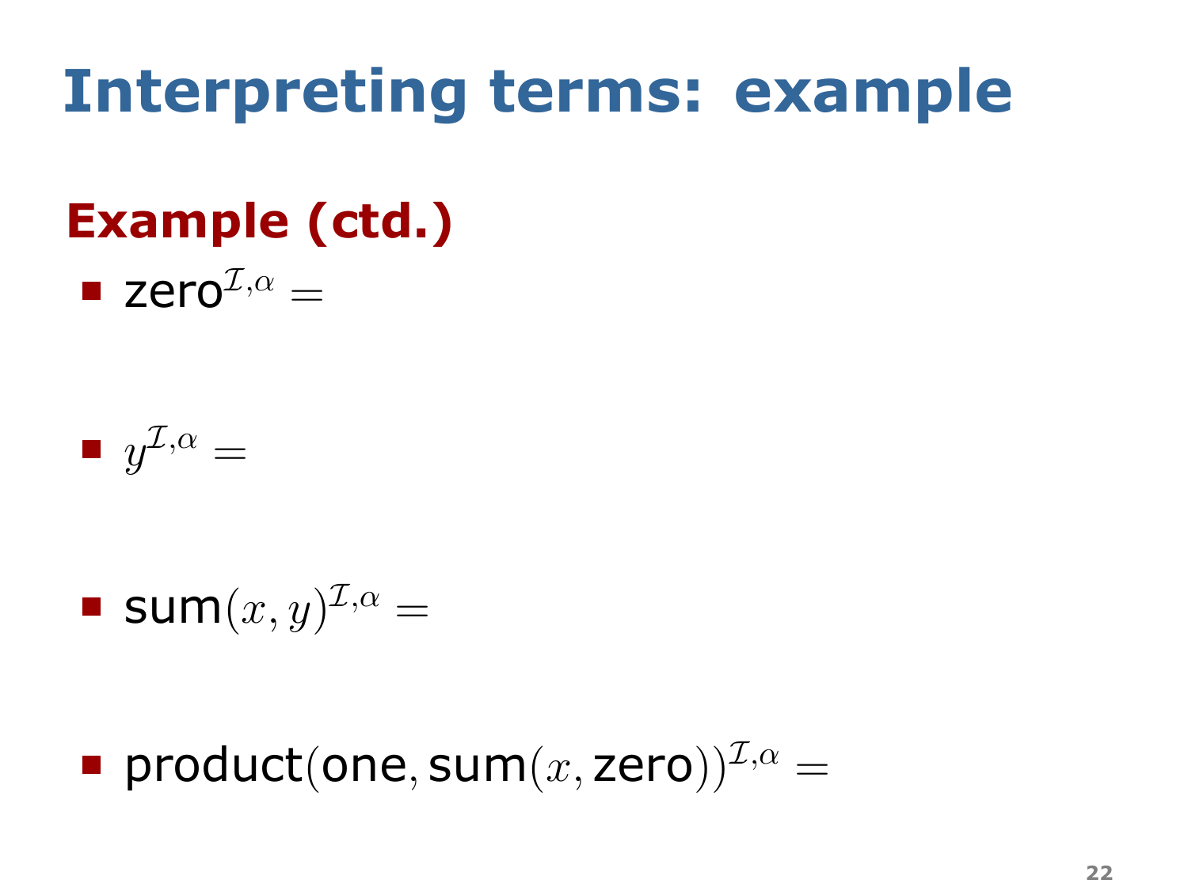# Interpreting terms: example

## Example (ctd.)

- $\mathsf{zero}^{\mathcal{I},\alpha} =$
- $y^{\mathcal{I},\alpha} =$
- $\mathsf{sum}(x, y)^{\mathcal{I},\alpha} =$
- $\mathsf{product}(\mathsf{one}, \mathsf{sum}(x, \mathsf{zero}))^{\mathcal{I},\alpha} =$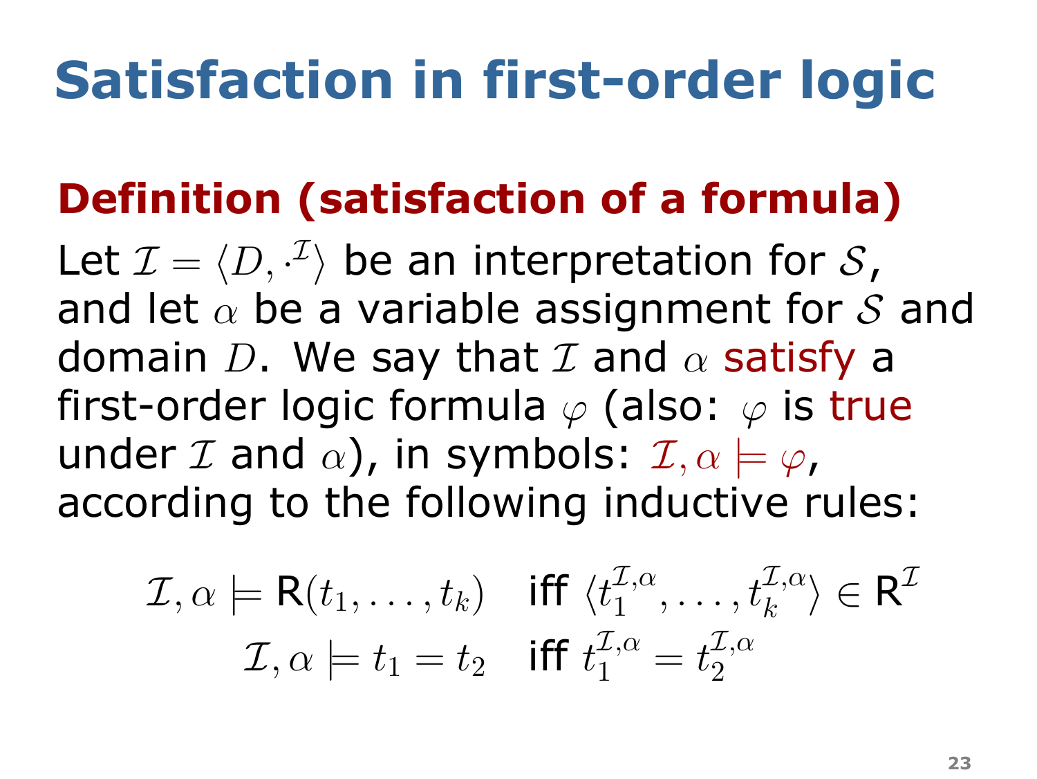# Satisfaction in first-order logic

## Definition (satisfaction of a formula)

Let $\mathcal{I} = \langle D, \cdot^{\mathcal{I}} \rangle$ be an interpretation for $\mathcal{S}$, and let $\alpha$ be a variable assignment for $\mathcal{S}$ and domain $D$. We say that $\mathcal{I}$ and $\alpha$ satisfy a first-order logic formula $\varphi$ (also: $\varphi$ is true under $\mathcal{I}$ and $\alpha$), in symbols: $\mathcal{I}, \alpha \models \varphi$, according to the following inductive rules:

$$\mathcal{I}, \alpha \models \mathsf{R}(t_1, \ldots, t_k) \quad \text{iff } \langle t_1^{\mathcal{I},\alpha}, \ldots, t_k^{\mathcal{I},\alpha} \rangle \in \mathsf{R}^{\mathcal{I}}$$

$$\mathcal{I}, \alpha \models t_1 = t_2 \quad \text{iff } t_1^{\mathcal{I},\alpha} = t_2^{\mathcal{I},\alpha}$$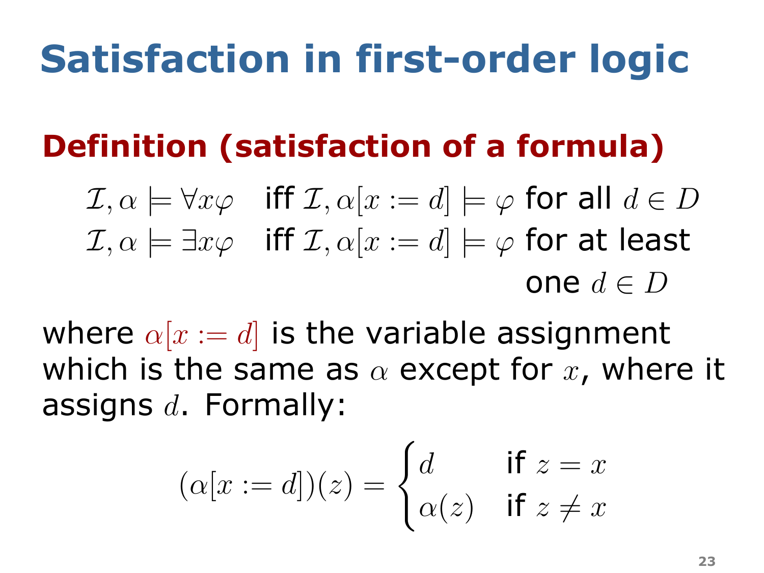# Satisfaction in first-order logic

## Definition (satisfaction of a formula)

$\mathcal{I}, \alpha \models \forall x \varphi$ iff $\mathcal{I}, \alpha[x := d] \models \varphi$ for all $d \in D$

$\mathcal{I}, \alpha \models \exists x \varphi$ iff $\mathcal{I}, \alpha[x := d] \models \varphi$ for at least one $d \in D$

where $\alpha[x := d]$ is the variable assignment which is the same as $\alpha$ except for $x$, where it assigns $d$. Formally:

$$(\alpha[x := d])(z) = \begin{cases} d & \text{if } z = x \\ \alpha(z) & \text{if } z \neq x \end{cases}$$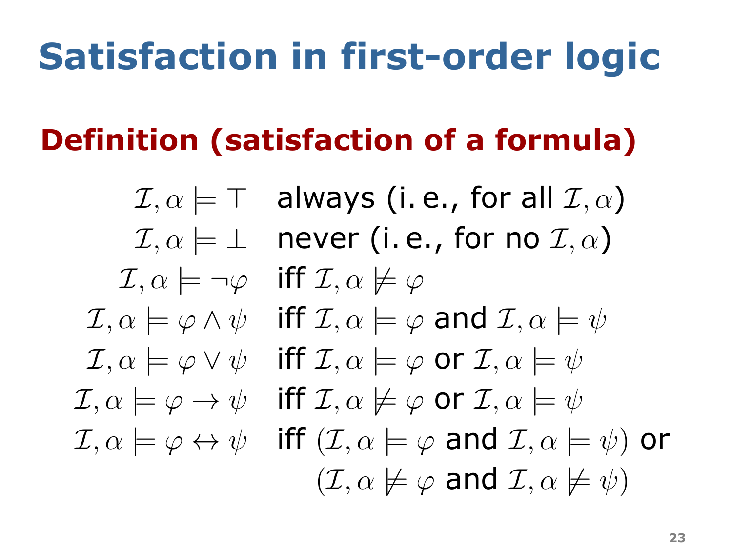# Satisfaction in first-order logic

## Definition (satisfaction of a formula)

| | |
|---|---|
| $\mathcal{I}, \alpha \models \top$ | always (i. e., for all $\mathcal{I}, \alpha$) |
| $\mathcal{I}, \alpha \models \bot$ | never (i. e., for no $\mathcal{I}, \alpha$) |
| $\mathcal{I}, \alpha \models \neg\varphi$ | iff $\mathcal{I}, \alpha \not\models \varphi$ |
| $\mathcal{I}, \alpha \models \varphi \wedge \psi$ | iff $\mathcal{I}, \alpha \models \varphi$ and $\mathcal{I}, \alpha \models \psi$ |
| $\mathcal{I}, \alpha \models \varphi \vee \psi$ | iff $\mathcal{I}, \alpha \models \varphi$ or $\mathcal{I}, \alpha \models \psi$ |
| $\mathcal{I}, \alpha \models \varphi \rightarrow \psi$ | iff $\mathcal{I}, \alpha \not\models \varphi$ or $\mathcal{I}, \alpha \models \psi$ |
| $\mathcal{I}, \alpha \models \varphi \leftrightarrow \psi$ | iff $(\mathcal{I}, \alpha \models \varphi$ and $\mathcal{I}, \alpha \models \psi)$ or $(\mathcal{I}, \alpha \not\models \varphi$ and $\mathcal{I}, \alpha \not\models \psi)$ |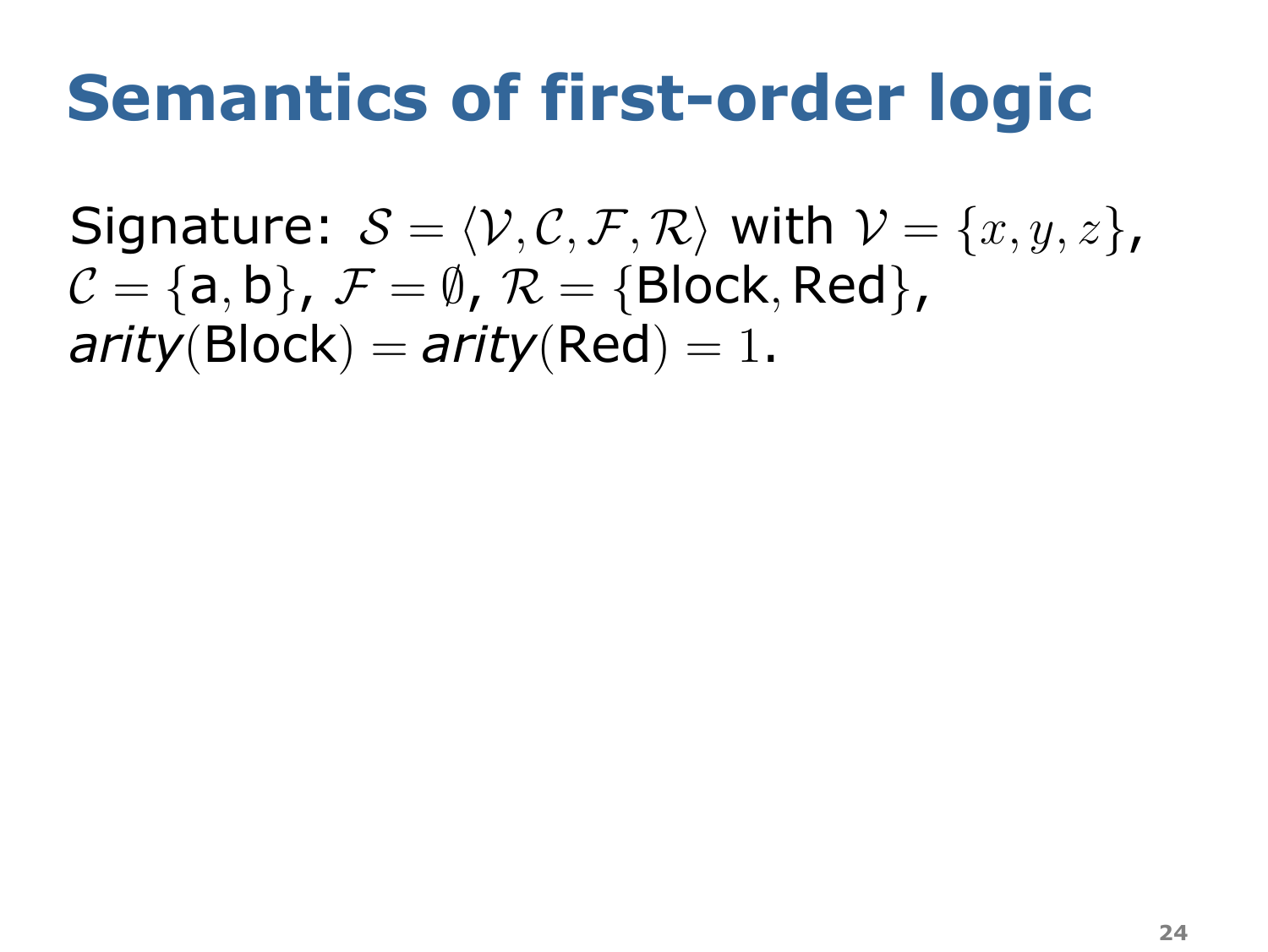# Semantics of first-order logic

Signature: $\mathcal{S} = \langle \mathcal{V}, \mathcal{C}, \mathcal{F}, \mathcal{R} \rangle$ with $\mathcal{V} = \{x, y, z\}$, $\mathcal{C} = \{\mathsf{a}, \mathsf{b}\}$, $\mathcal{F} = \emptyset$, $\mathcal{R} = \{\mathsf{Block}, \mathsf{Red}\}$, $\mathit{arity}(\mathsf{Block}) = \mathit{arity}(\mathsf{Red}) = 1$.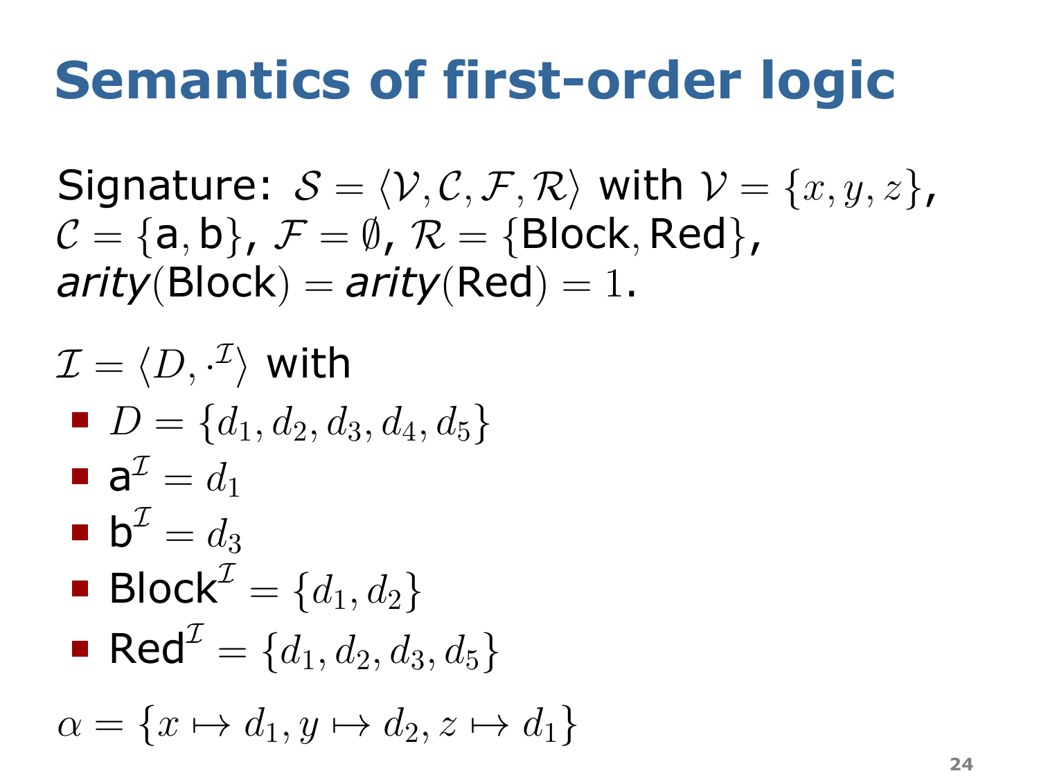# Semantics of first-order logic

Signature: $\mathcal{S} = \langle \mathcal{V}, \mathcal{C}, \mathcal{F}, \mathcal{R} \rangle$ with $\mathcal{V} = \{x, y, z\}$, $\mathcal{C} = \{\mathsf{a}, \mathsf{b}\}$, $\mathcal{F} = \emptyset$, $\mathcal{R} = \{\mathsf{Block}, \mathsf{Red}\}$, $\textit{arity}(\mathsf{Block}) = \textit{arity}(\mathsf{Red}) = 1$.

$\mathcal{I} = \langle D, \cdot^{\mathcal{I}} \rangle$ with

- $D = \{d_1, d_2, d_3, d_4, d_5\}$
- $\mathsf{a}^{\mathcal{I}} = d_1$
- $\mathsf{b}^{\mathcal{I}} = d_3$
- $\mathsf{Block}^{\mathcal{I}} = \{d_1, d_2\}$
- $\mathsf{Red}^{\mathcal{I}} = \{d_1, d_2, d_3, d_5\}$

$\alpha = \{x \mapsto d_1, y \mapsto d_2, z \mapsto d_1\}$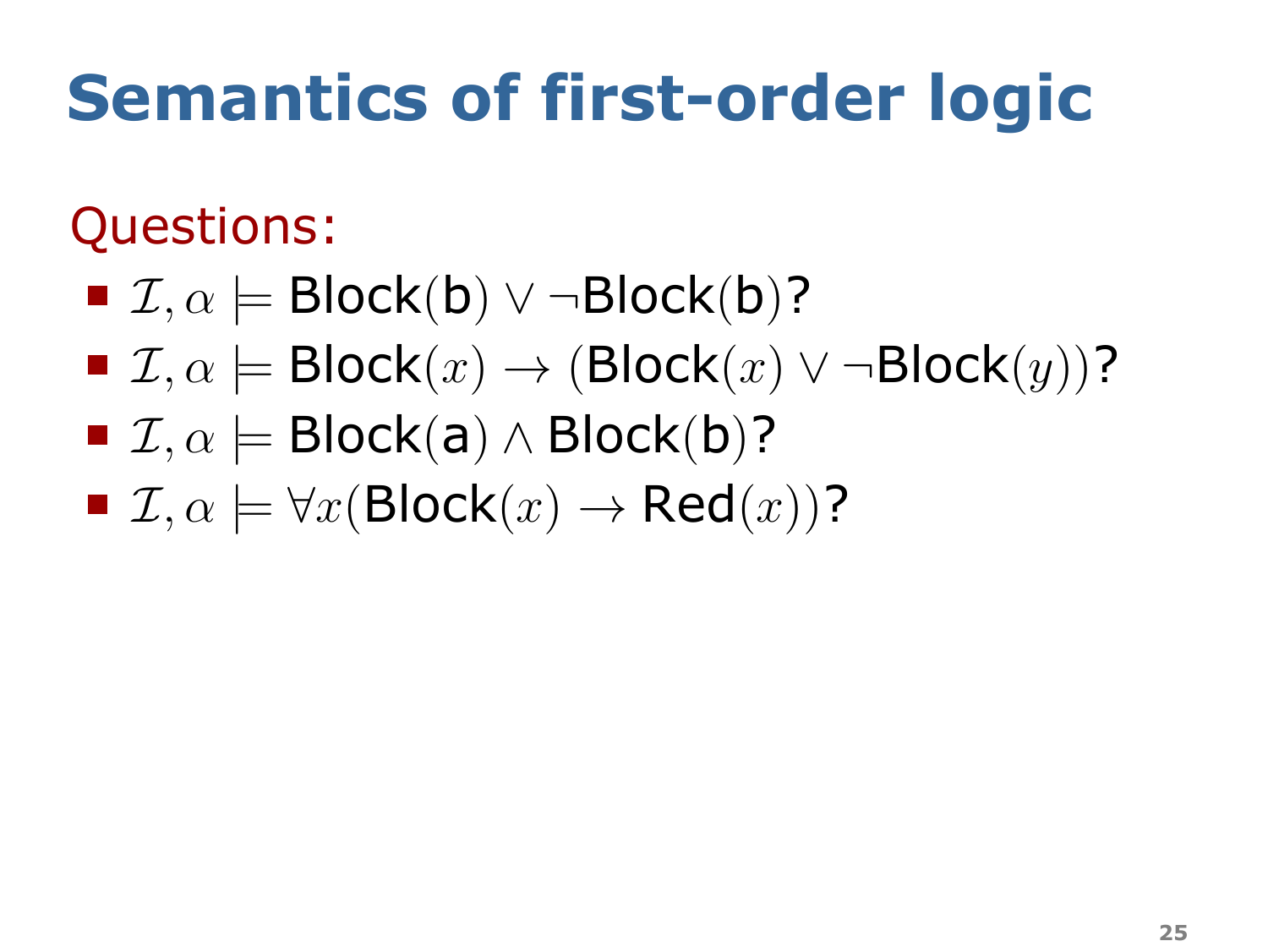# Semantics of first-order logic

Questions:

- $\mathcal{I}, \alpha \models \mathsf{Block}(\mathsf{b}) \vee \neg\mathsf{Block}(\mathsf{b})$?
- $\mathcal{I}, \alpha \models \mathsf{Block}(x) \rightarrow (\mathsf{Block}(x) \vee \neg\mathsf{Block}(y))$?
- $\mathcal{I}, \alpha \models \mathsf{Block}(\mathsf{a}) \wedge \mathsf{Block}(\mathsf{b})$?
- $\mathcal{I}, \alpha \models \forall x(\mathsf{Block}(x) \rightarrow \mathsf{Red}(x))$?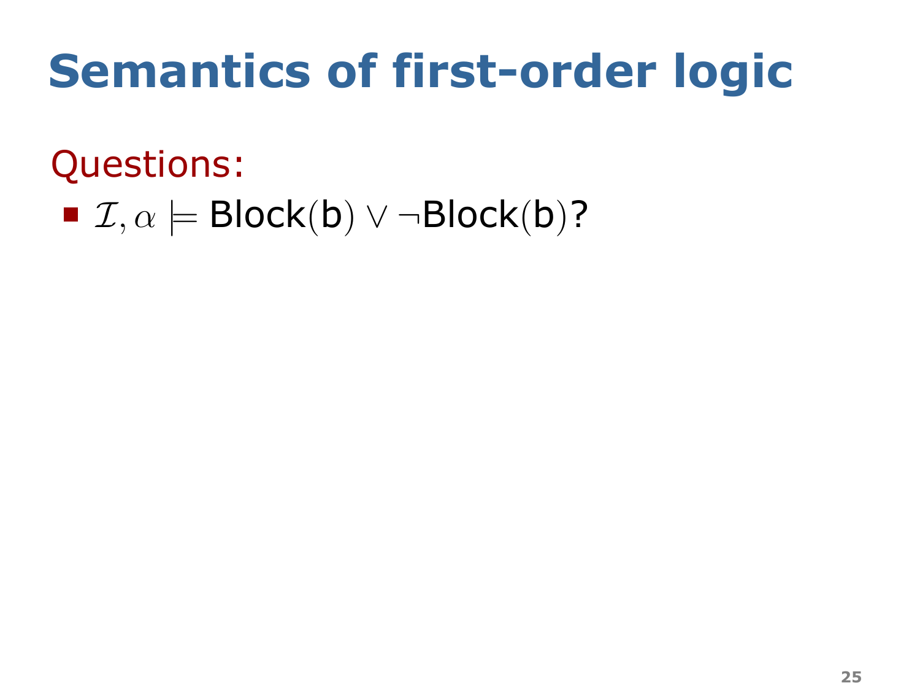# Semantics of first-order logic

Questions:

- $\mathcal{I}, \alpha \models \mathsf{Block}(\mathsf{b}) \vee \neg\mathsf{Block}(\mathsf{b})$?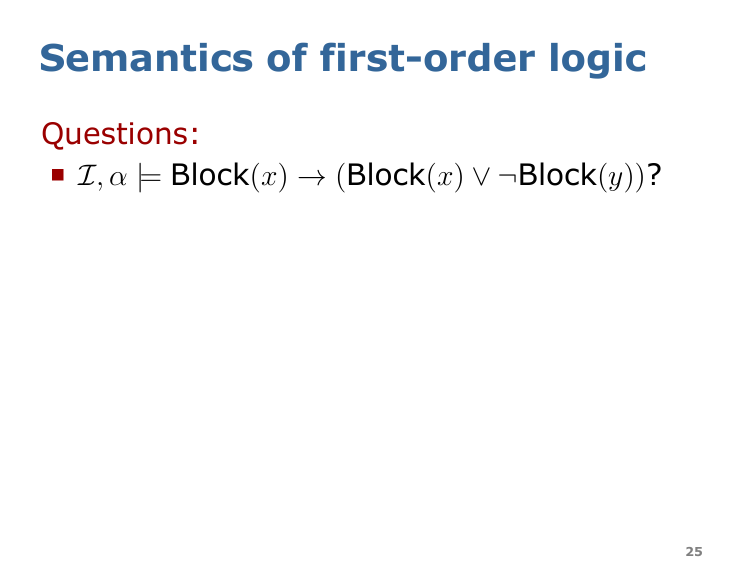# Semantics of first-order logic

Questions:

- $\mathcal{I}, \alpha \models \mathsf{Block}(x) \rightarrow (\mathsf{Block}(x) \vee \neg\mathsf{Block}(y))$?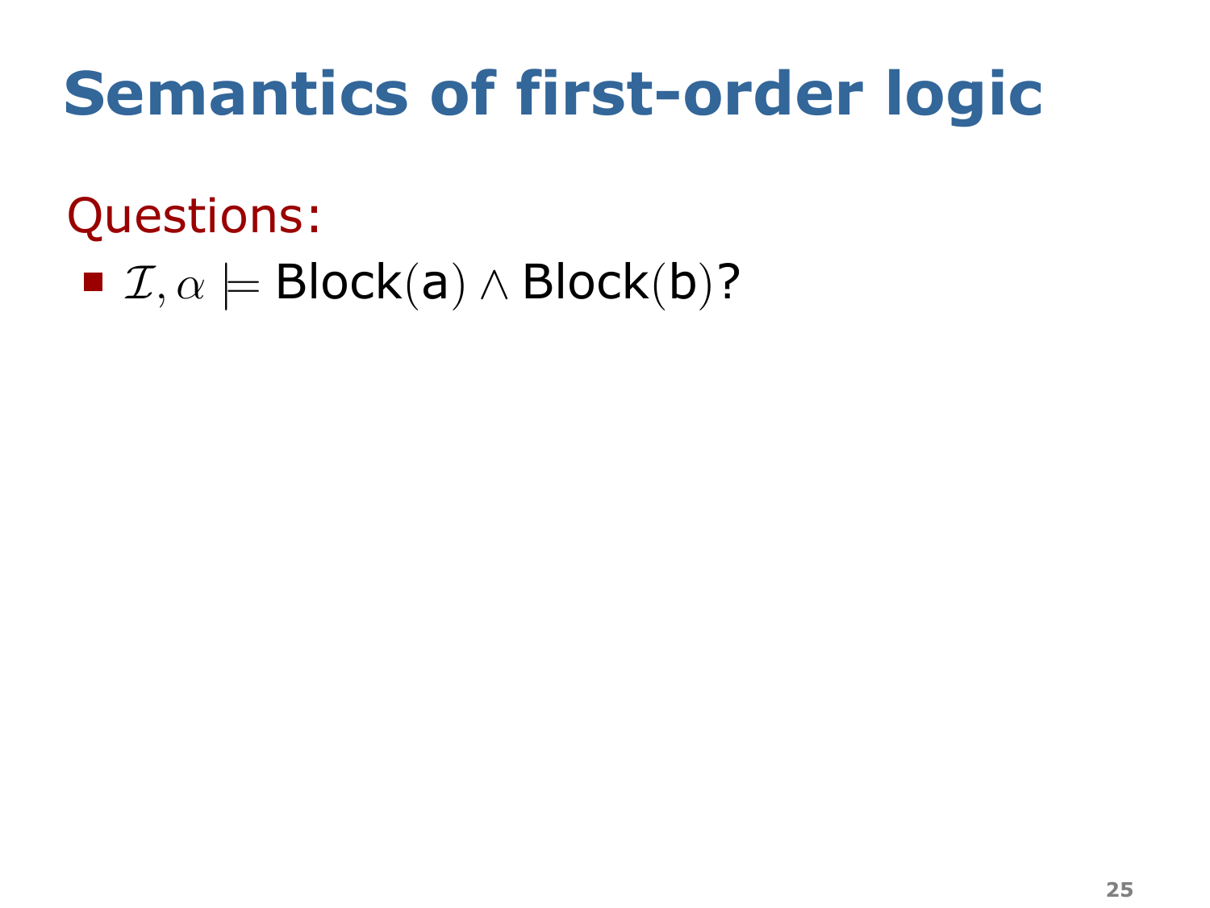# Semantics of first-order logic

Questions:

- $\mathcal{I}, \alpha \models \mathsf{Block}(\mathsf{a}) \wedge \mathsf{Block}(\mathsf{b})$?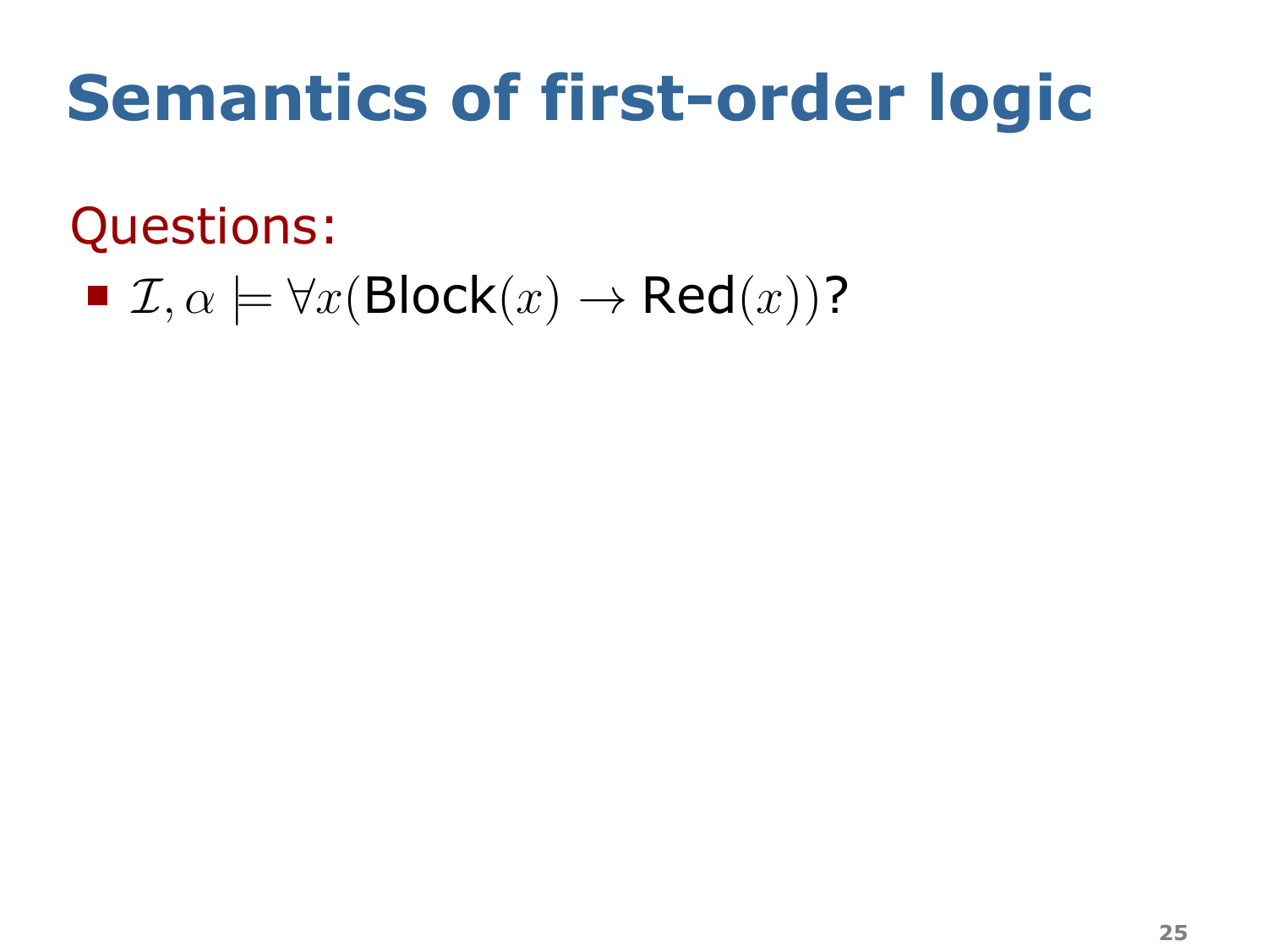# Semantics of first-order logic

Questions:

- $\mathcal{I}, \alpha \models \forall x(\mathsf{Block}(x) \rightarrow \mathsf{Red}(x))$?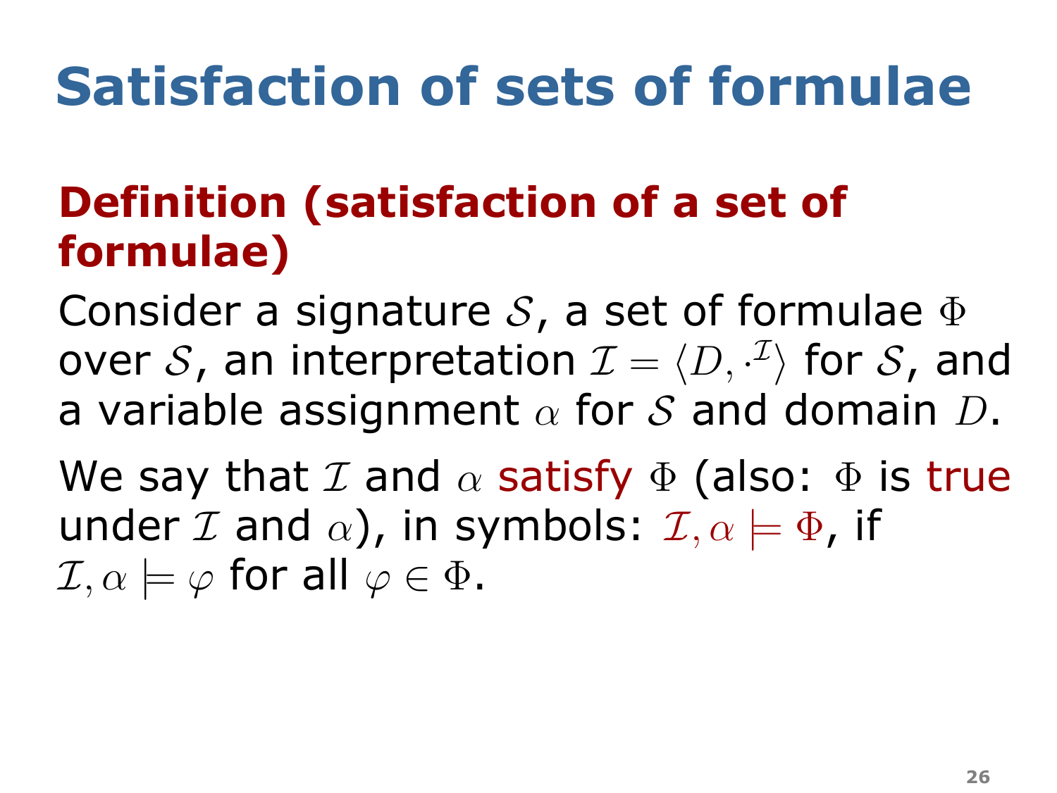# Satisfaction of sets of formulae

## Definition (satisfaction of a set of formulae)

Consider a signature $\mathcal{S}$, a set of formulae $\Phi$ over $\mathcal{S}$, an interpretation $\mathcal{I} = \langle D, \cdot^{\mathcal{I}} \rangle$ for $\mathcal{S}$, and a variable assignment $\alpha$ for $\mathcal{S}$ and domain $D$.

We say that $\mathcal{I}$ and $\alpha$ satisfy $\Phi$ (also: $\Phi$ is true under $\mathcal{I}$ and $\alpha$), in symbols: $\mathcal{I}, \alpha \models \Phi$, if $\mathcal{I}, \alpha \models \varphi$ for all $\varphi \in \Phi$.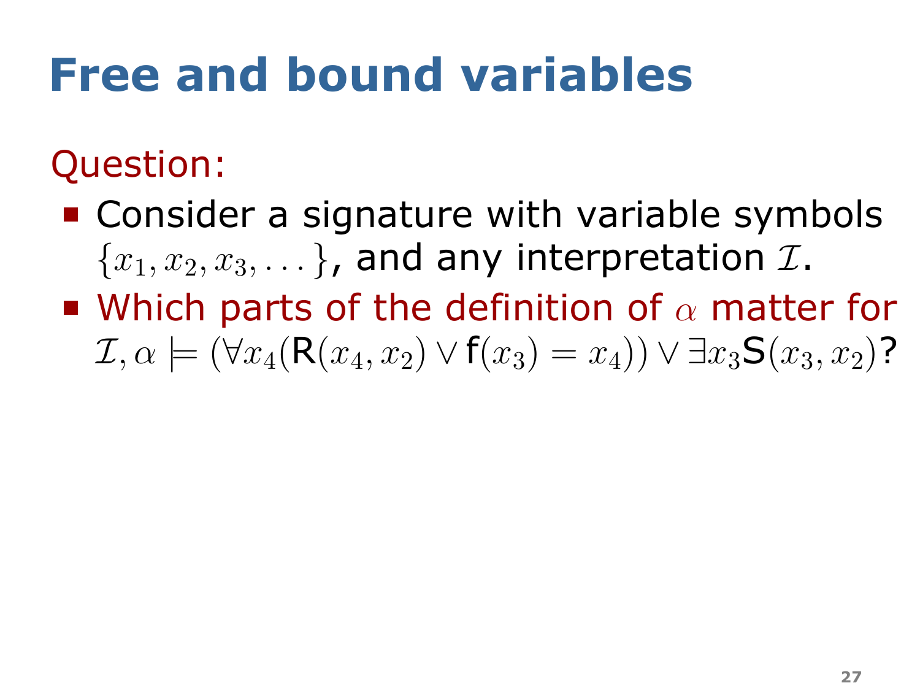# Free and bound variables

Question:

- Consider a signature with variable symbols $\{x_1, x_2, x_3, \dots\}$, and any interpretation $\mathcal{I}$.
- Which parts of the definition of $\alpha$ matter for $\mathcal{I}, \alpha \models (\forall x_4(\mathsf{R}(x_4, x_2) \lor \mathsf{f}(x_3) = x_4)) \lor \exists x_3 \mathsf{S}(x_3, x_2)$?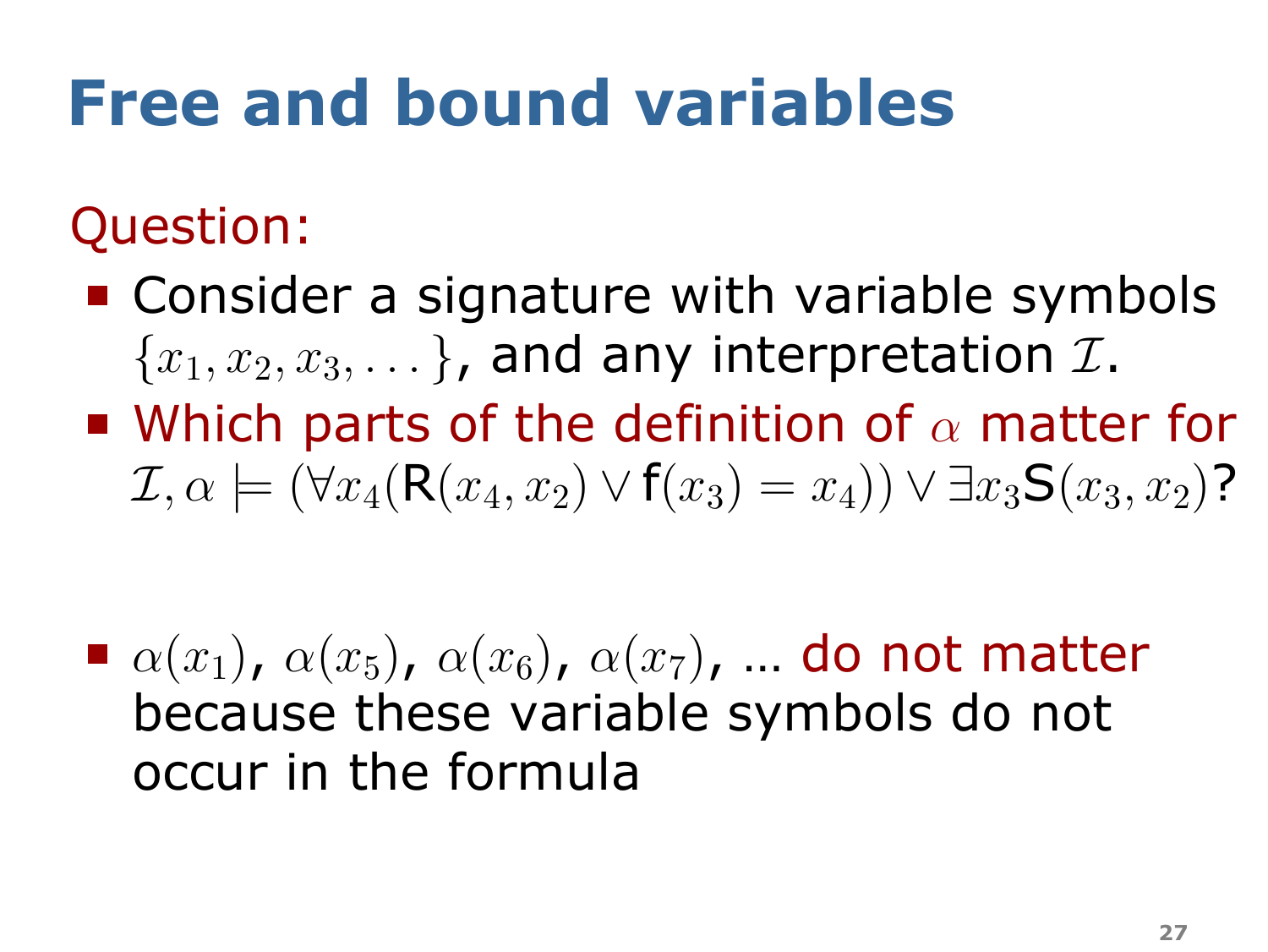# Free and bound variables

Question:

- Consider a signature with variable symbols $\{x_1, x_2, x_3, \ldots\}$, and any interpretation $\mathcal{I}$.
- Which parts of the definition of $\alpha$ matter for $\mathcal{I}, \alpha \models (\forall x_4(\mathsf{R}(x_4, x_2) \lor \mathsf{f}(x_3) = x_4)) \lor \exists x_3 \mathsf{S}(x_3, x_2)$?

- $\alpha(x_1)$, $\alpha(x_5)$, $\alpha(x_6)$, $\alpha(x_7)$, … do not matter because these variable symbols do not occur in the formula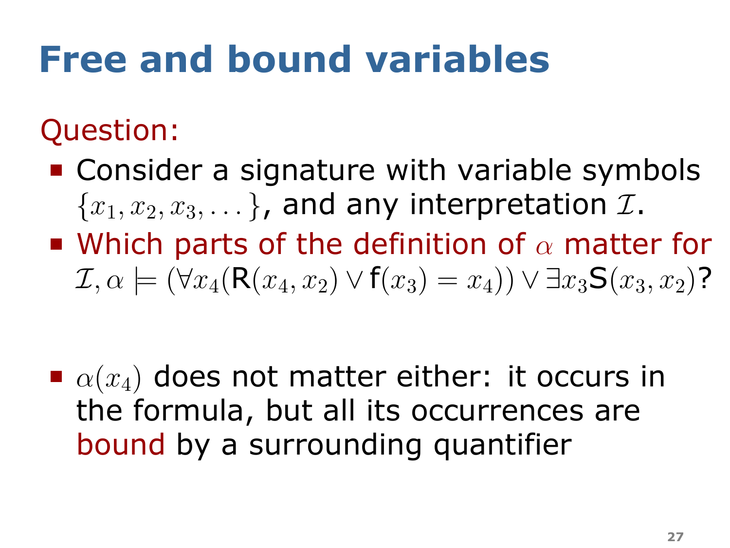# Free and bound variables

Question:

- Consider a signature with variable symbols $\{x_1, x_2, x_3, \dots\}$, and any interpretation $\mathcal{I}$.
- Which parts of the definition of $\alpha$ matter for $\mathcal{I}, \alpha \models (\forall x_4(\mathsf{R}(x_4, x_2) \lor \mathsf{f}(x_3) = x_4)) \lor \exists x_3 \mathsf{S}(x_3, x_2)$?

- $\alpha(x_4)$ does not matter either: it occurs in the formula, but all its occurrences are bound by a surrounding quantifier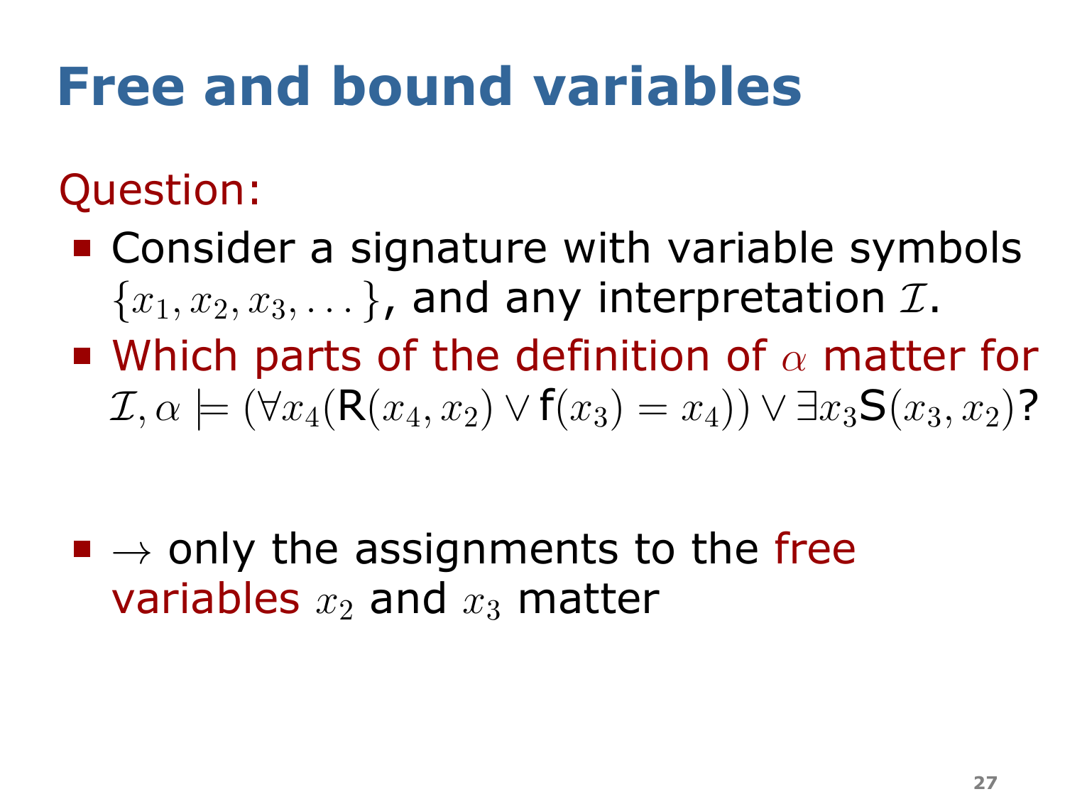# Free and bound variables

Question:

- Consider a signature with variable symbols $\{x_1, x_2, x_3, \dots\}$, and any interpretation $\mathcal{I}$.
- Which parts of the definition of $\alpha$ matter for $\mathcal{I}, \alpha \models (\forall x_4(\mathsf{R}(x_4, x_2) \lor \mathsf{f}(x_3) = x_4)) \lor \exists x_3 \mathsf{S}(x_3, x_2)$?

- $\rightarrow$ only the assignments to the free variables $x_2$ and $x_3$ matter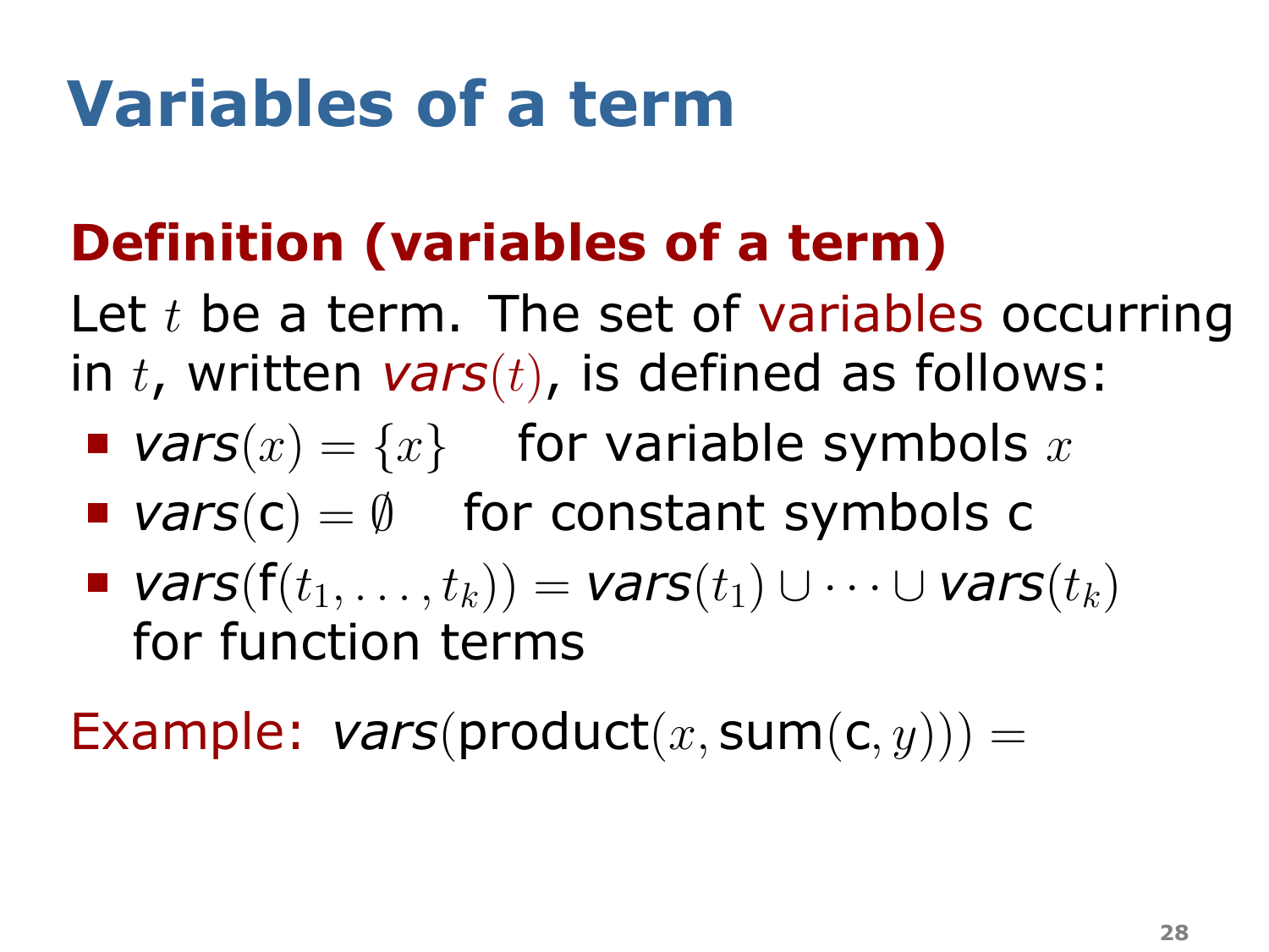# Variables of a term

## Definition (variables of a term)

Let $t$ be a term. The set of variables occurring in $t$, written $\mathit{vars}(t)$, is defined as follows:

- $\mathit{vars}(x) = \{x\}$ for variable symbols $x$
- $\mathit{vars}(\mathsf{c}) = \emptyset$ for constant symbols c
- $\mathit{vars}(\mathsf{f}(t_1, \ldots, t_k)) = \mathit{vars}(t_1) \cup \cdots \cup \mathit{vars}(t_k)$ for function terms

Example: $\mathit{vars}(\mathsf{product}(x, \mathsf{sum}(\mathsf{c}, y))) =$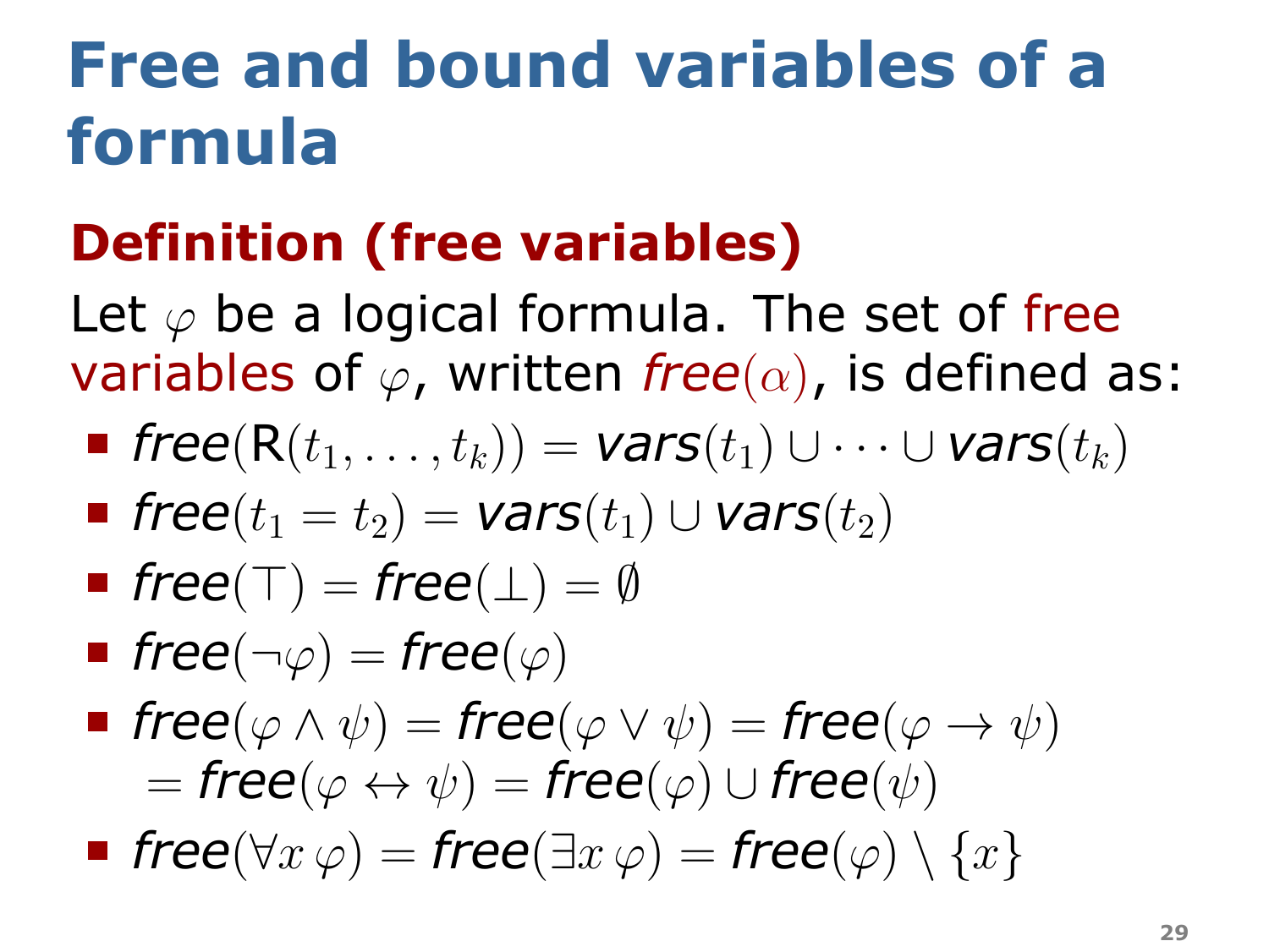# Free and bound variables of a formula

## Definition (free variables)

Let $\varphi$ be a logical formula. The set of free variables of $\varphi$, written *free*$(\alpha)$, is defined as:

- *free*$(\mathsf{R}(t_1, \ldots, t_k)) =$ ***vars***$(t_1) \cup \cdots \cup$ ***vars***$(t_k)$
- ***free***$(t_1 = t_2) =$ ***vars***$(t_1) \cup$ ***vars***$(t_2)$
- ***free***$(\top) =$ ***free***$(\bot) = \emptyset$
- ***free***$(\neg\varphi) =$ ***free***$(\varphi)$
- ***free***$(\varphi \wedge \psi) =$ ***free***$(\varphi \vee \psi) =$ ***free***$(\varphi \to \psi)$
  $=$ ***free***$(\varphi \leftrightarrow \psi) =$ ***free***$(\varphi) \cup$ ***free***$(\psi)$
- ***free***$(\forall x\, \varphi) =$ ***free***$(\exists x\, \varphi) =$ ***free***$(\varphi) \setminus \{x\}$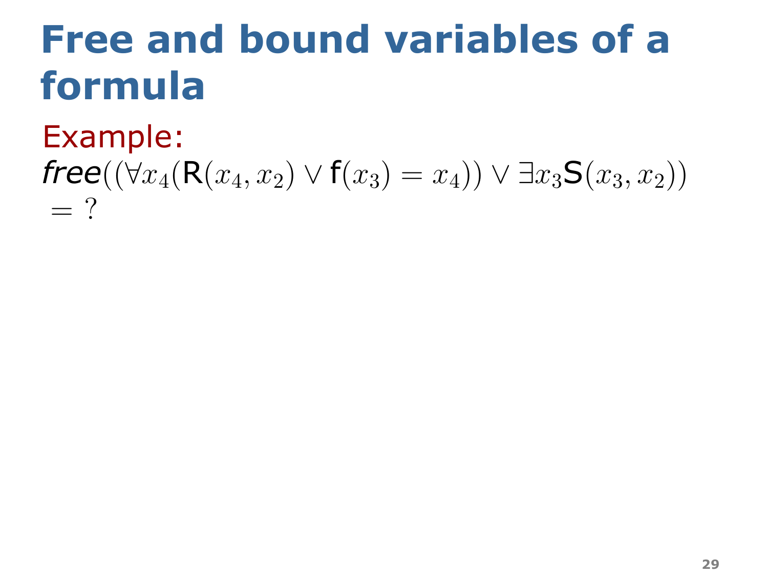# Free and bound variables of a formula

Example:

*free*$((\forall x_4(\mathsf{R}(x_4, x_2) \vee \mathsf{f}(x_3) = x_4)) \vee \exists x_3 \mathsf{S}(x_3, x_2))$
$= ?$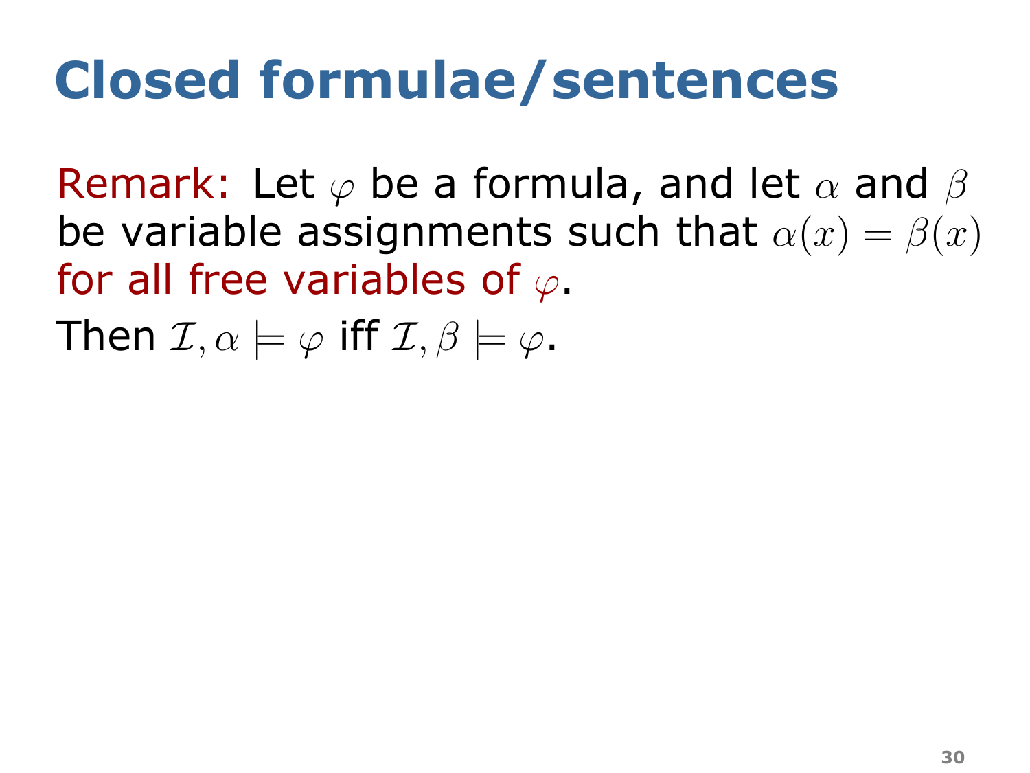# Closed formulae/sentences

Remark: Let $\varphi$ be a formula, and let $\alpha$ and $\beta$ be variable assignments such that $\alpha(x) = \beta(x)$ for all free variables of $\varphi$.

Then $\mathcal{I}, \alpha \models \varphi$ iff $\mathcal{I}, \beta \models \varphi$.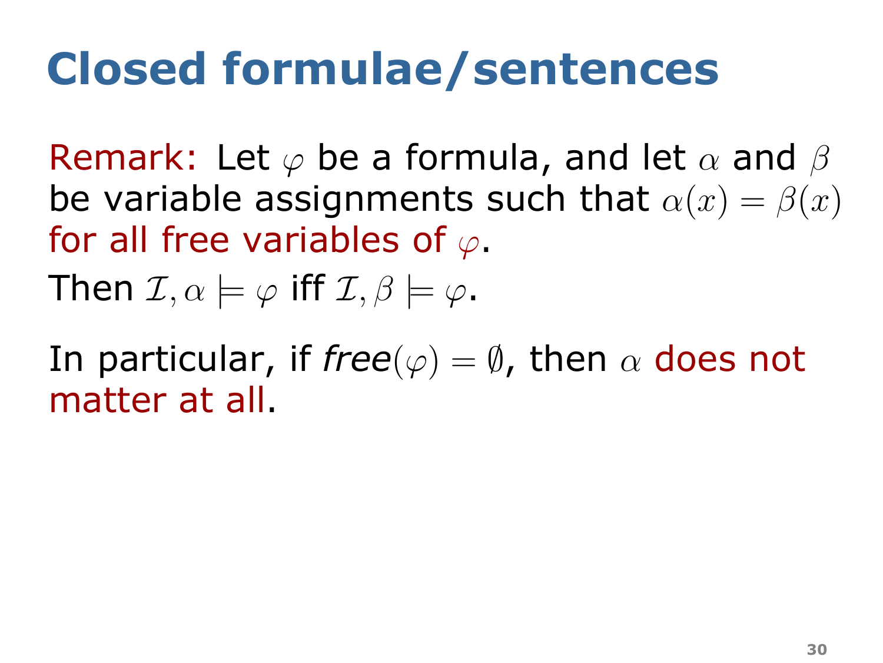# Closed formulae/sentences

Remark: Let $\varphi$ be a formula, and let $\alpha$ and $\beta$ be variable assignments such that $\alpha(x) = \beta(x)$ for all free variables of $\varphi$.

Then $\mathcal{I}, \alpha \models \varphi$ iff $\mathcal{I}, \beta \models \varphi$.

In particular, if *free*$(\varphi) = \emptyset$, then $\alpha$ does not matter at all.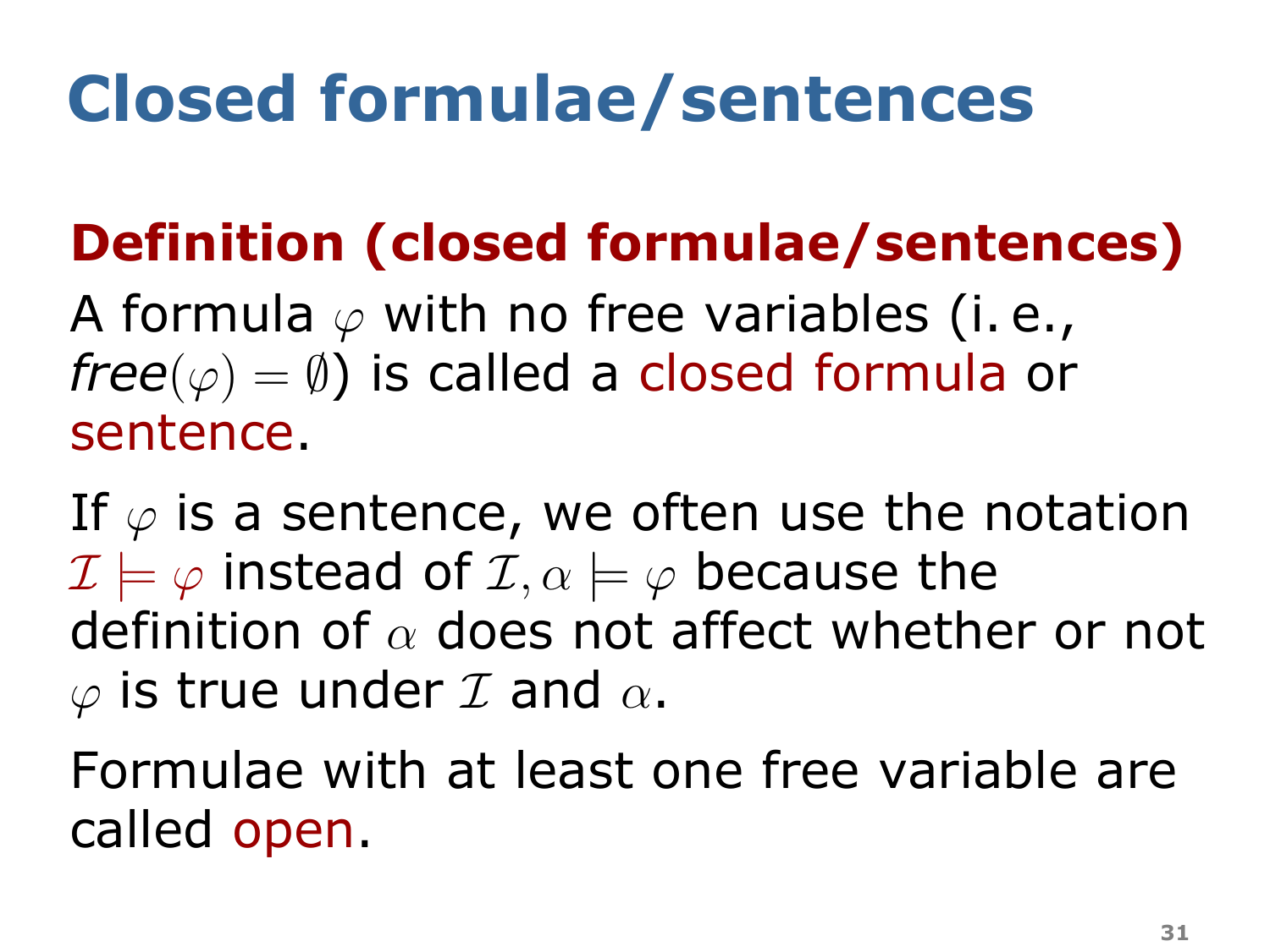# Closed formulae/sentences

**Definition (closed formulae/sentences)**

A formula $\varphi$ with no free variables (i. e., *free*$(\varphi) = \emptyset$) is called a closed formula or sentence.

If $\varphi$ is a sentence, we often use the notation $\mathcal{I} \models \varphi$ instead of $\mathcal{I}, \alpha \models \varphi$ because the definition of $\alpha$ does not affect whether or not $\varphi$ is true under $\mathcal{I}$ and $\alpha$.

Formulae with at least one free variable are called open.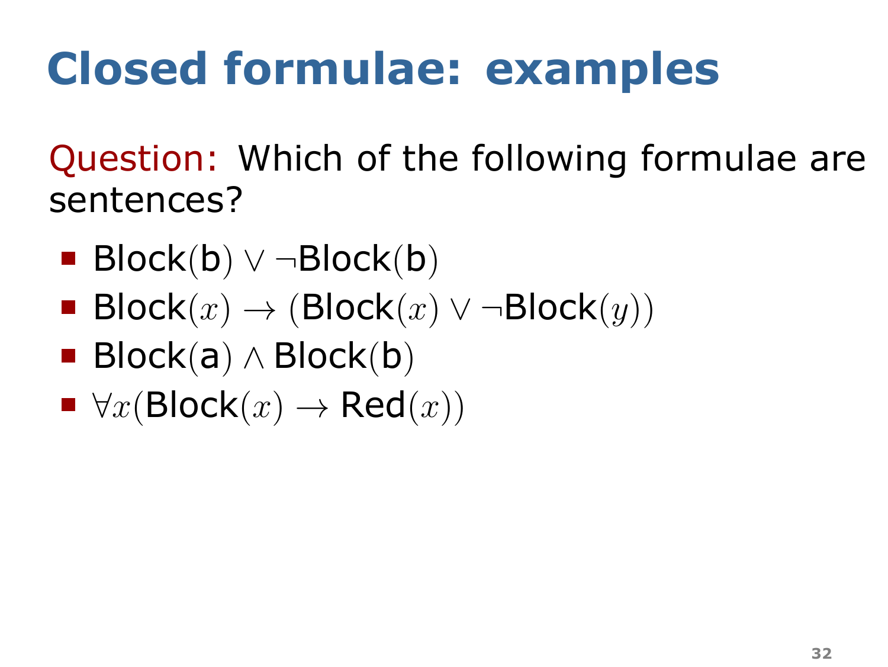# Closed formulae: examples

Question: Which of the following formulae are sentences?

- $\text{Block}(\text{b}) \vee \neg\text{Block}(\text{b})$
- $\text{Block}(x) \rightarrow (\text{Block}(x) \vee \neg\text{Block}(y))$
- $\text{Block}(\text{a}) \wedge \text{Block}(\text{b})$
- $\forall x(\text{Block}(x) \rightarrow \text{Red}(x))$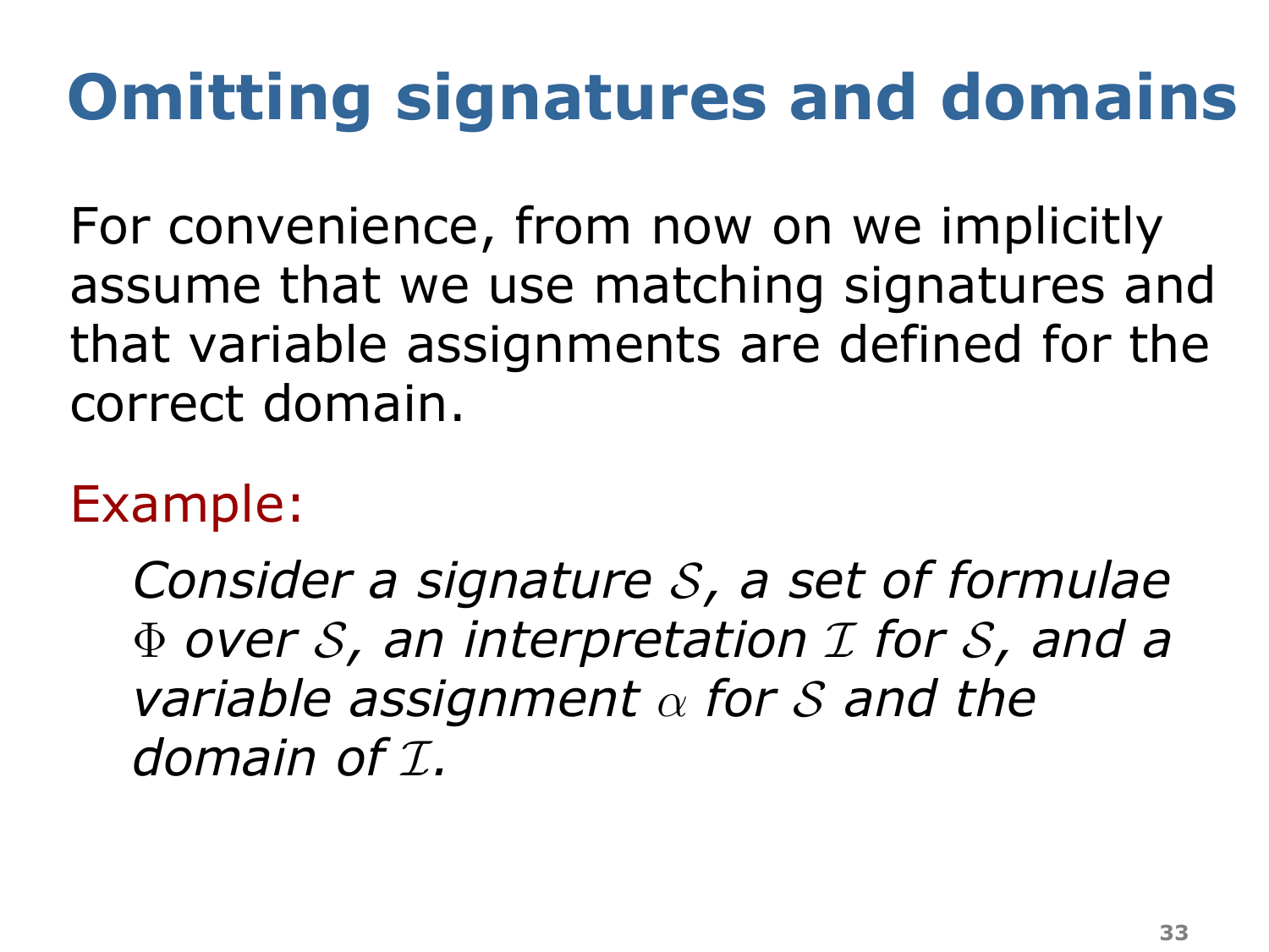# Omitting signatures and domains

For convenience, from now on we implicitly assume that we use matching signatures and that variable assignments are defined for the correct domain.

Example:

> *Consider a signature $\mathcal{S}$, a set of formulae $\Phi$ over $\mathcal{S}$, an interpretation $\mathcal{I}$ for $\mathcal{S}$, and a variable assignment $\alpha$ for $\mathcal{S}$ and the domain of $\mathcal{I}$.*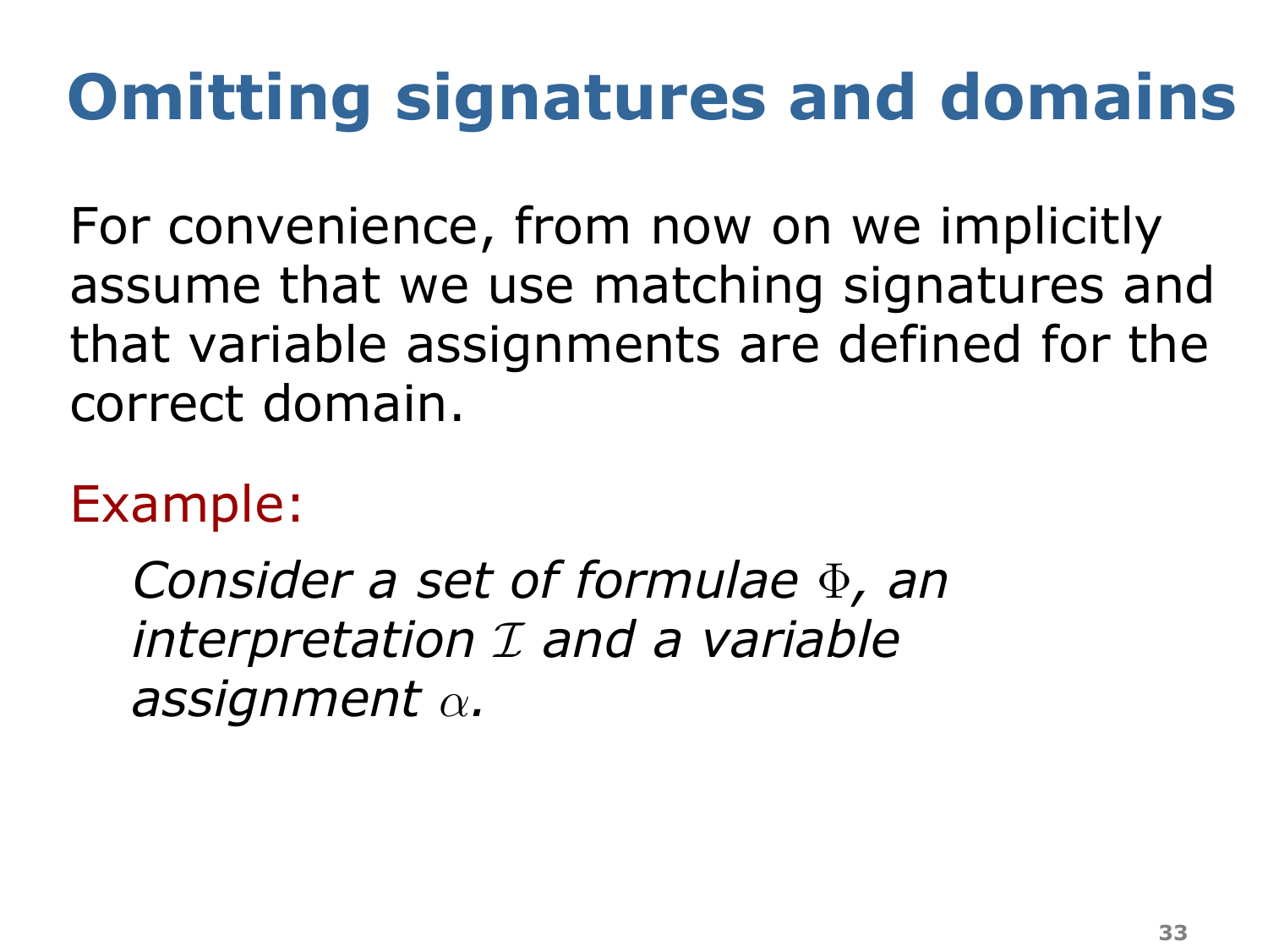# Omitting signatures and domains

For convenience, from now on we implicitly assume that we use matching signatures and that variable assignments are defined for the correct domain.

Example:

*Consider a set of formulae $\Phi$, an interpretation $\mathcal{I}$ and a variable assignment $\alpha$.*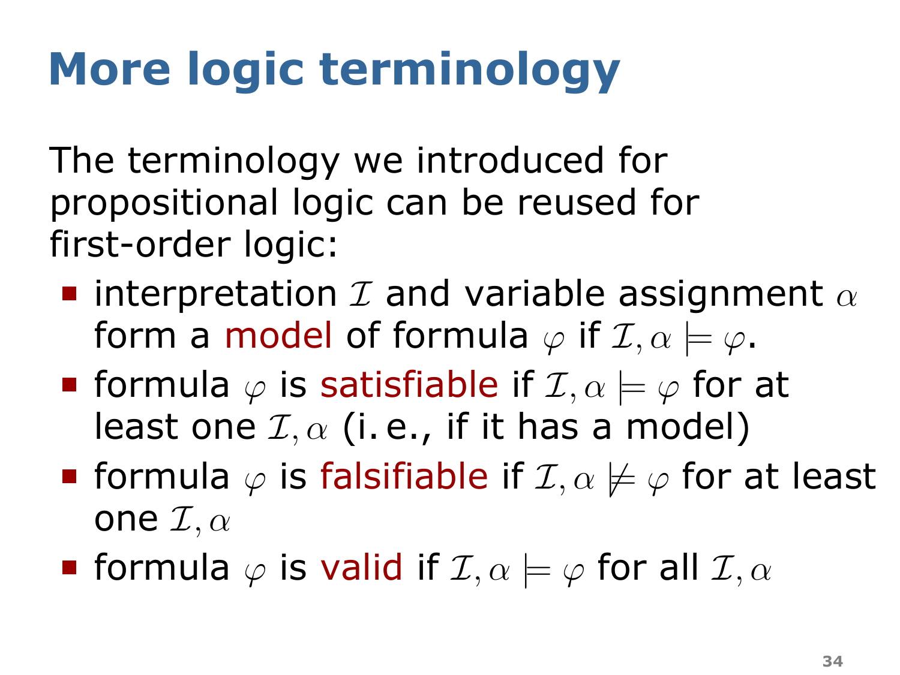# More logic terminology

The terminology we introduced for propositional logic can be reused for first-order logic:

- interpretation $\mathcal{I}$ and variable assignment $\alpha$ form a model of formula $\varphi$ if $\mathcal{I}, \alpha \models \varphi$.
- formula $\varphi$ is satisfiable if $\mathcal{I}, \alpha \models \varphi$ for at least one $\mathcal{I}, \alpha$ (i. e., if it has a model)
- formula $\varphi$ is falsifiable if $\mathcal{I}, \alpha \not\models \varphi$ for at least one $\mathcal{I}, \alpha$
- formula $\varphi$ is valid if $\mathcal{I}, \alpha \models \varphi$ for all $\mathcal{I}, \alpha$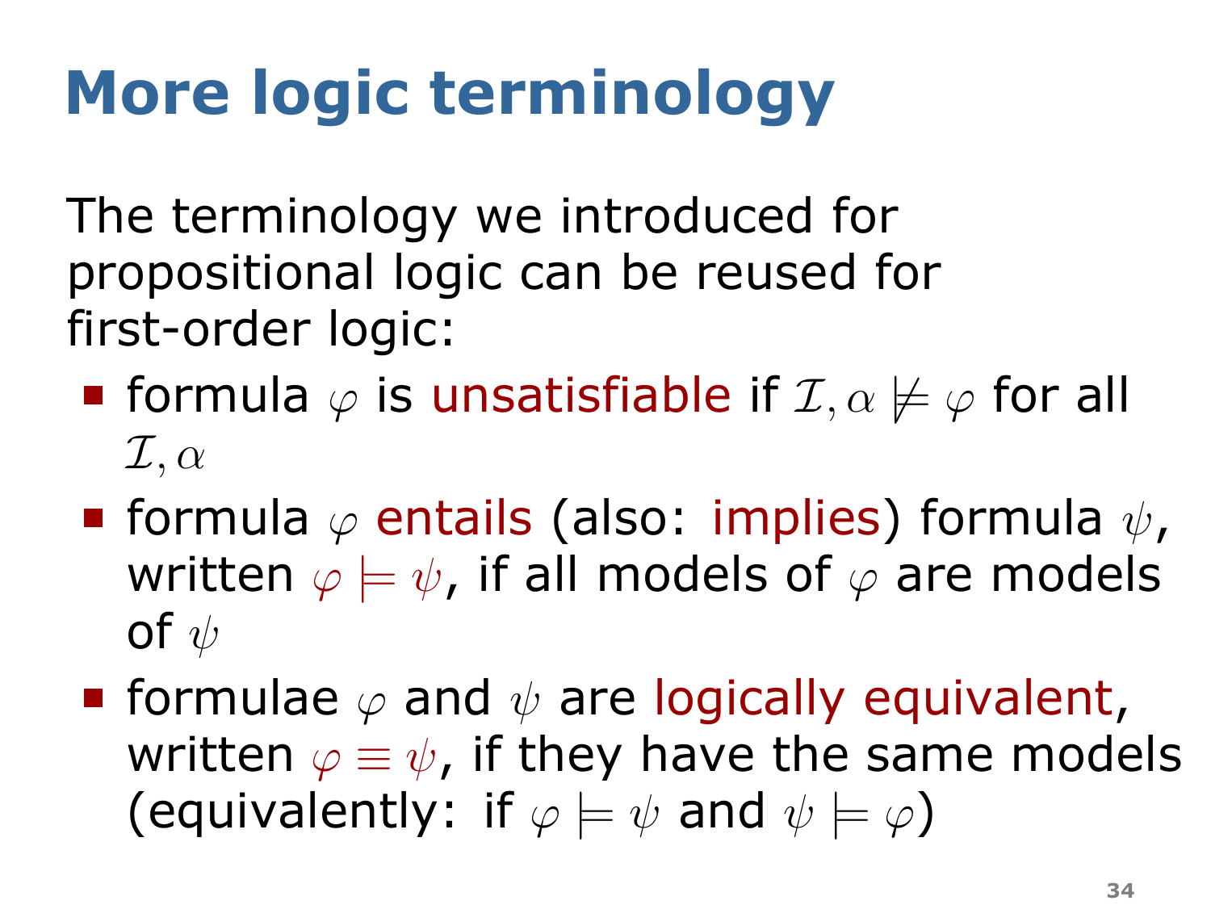# More logic terminology

The terminology we introduced for propositional logic can be reused for first-order logic:

- formula $\varphi$ is unsatisfiable if $\mathcal{I}, \alpha \not\models \varphi$ for all $\mathcal{I}, \alpha$
- formula $\varphi$ entails (also: implies) formula $\psi$, written $\varphi \models \psi$, if all models of $\varphi$ are models of $\psi$
- formulae $\varphi$ and $\psi$ are logically equivalent, written $\varphi \equiv \psi$, if they have the same models (equivalently: if $\varphi \models \psi$ and $\psi \models \varphi$)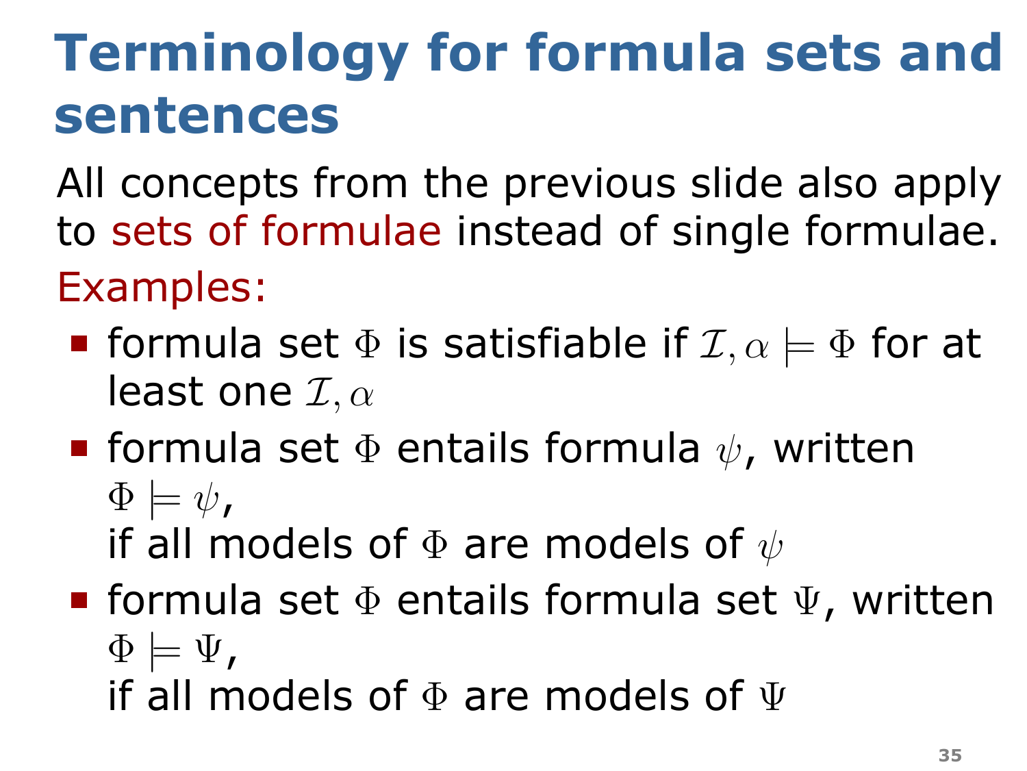# Terminology for formula sets and sentences

All concepts from the previous slide also apply to sets of formulae instead of single formulae.

Examples:

- formula set $\Phi$ is satisfiable if $\mathcal{I}, \alpha \models \Phi$ for at least one $\mathcal{I}, \alpha$
- formula set $\Phi$ entails formula $\psi$, written $\Phi \models \psi$,
  if all models of $\Phi$ are models of $\psi$
- formula set $\Phi$ entails formula set $\Psi$, written $\Phi \models \Psi$,
  if all models of $\Phi$ are models of $\Psi$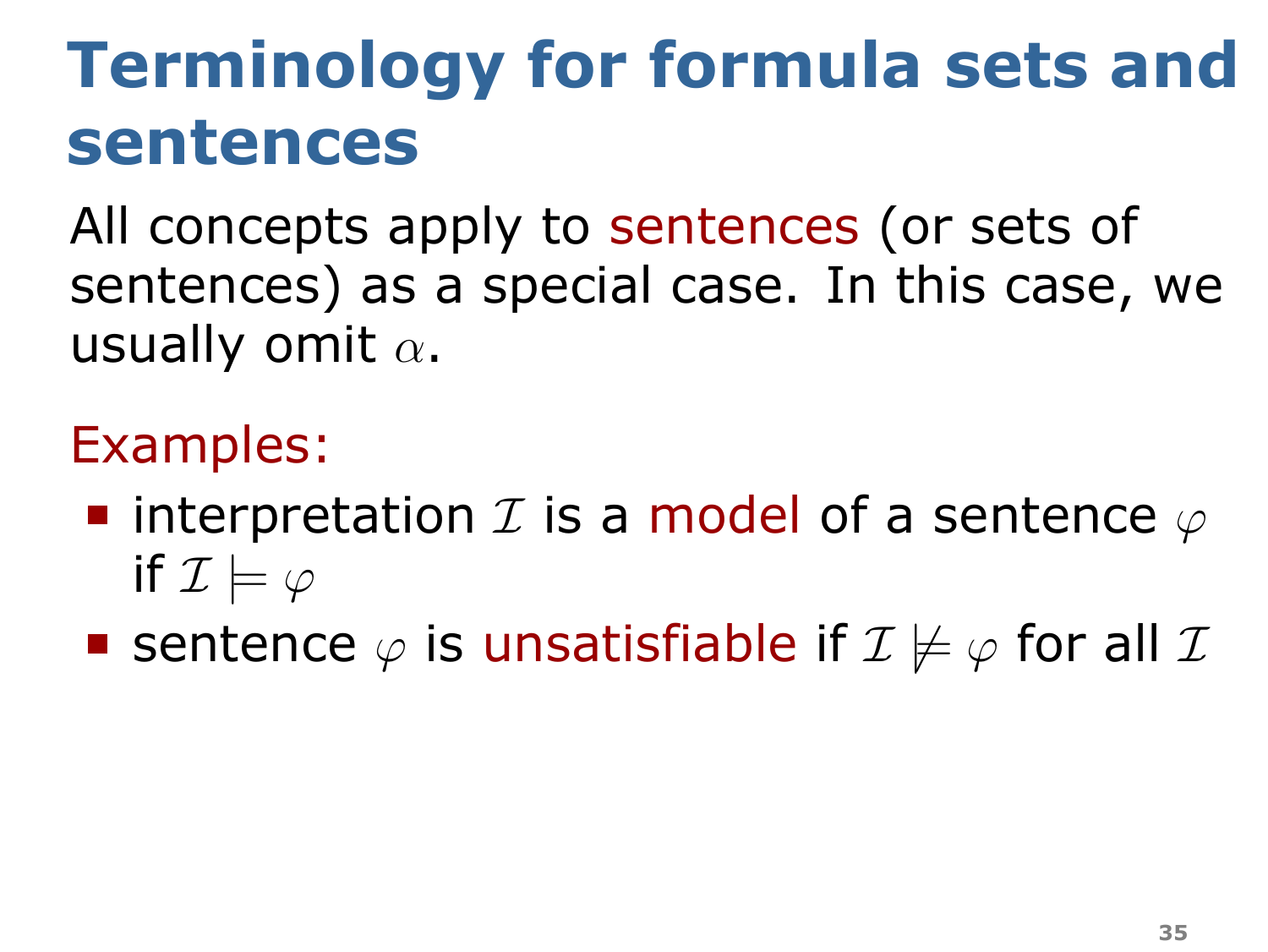# Terminology for formula sets and sentences

All concepts apply to sentences (or sets of sentences) as a special case. In this case, we usually omit $\alpha$.

Examples:

- interpretation $\mathcal{I}$ is a model of a sentence $\varphi$ if $\mathcal{I} \models \varphi$
- sentence $\varphi$ is unsatisfiable if $\mathcal{I} \not\models \varphi$ for all $\mathcal{I}$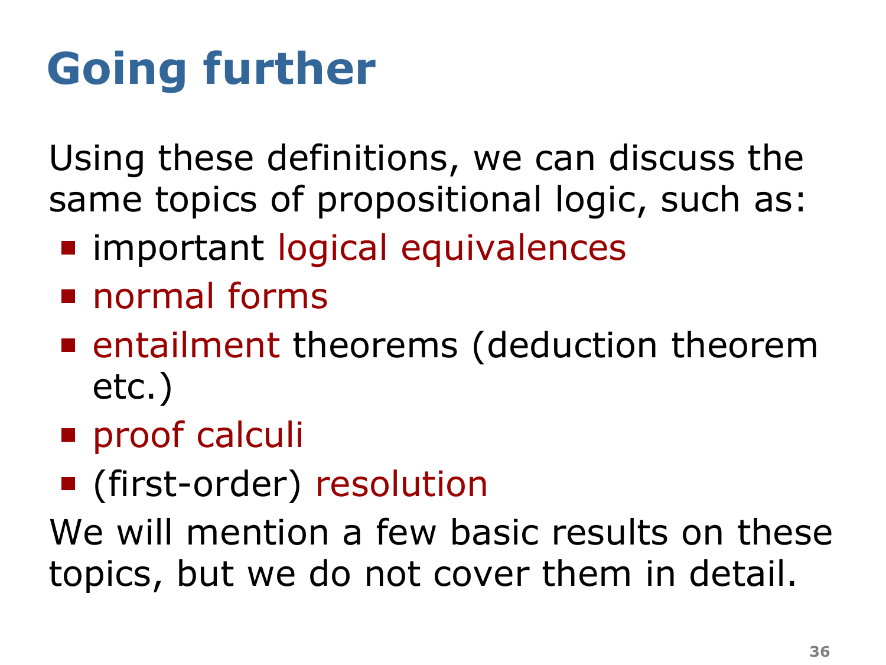# Going further

Using these definitions, we can discuss the same topics of propositional logic, such as:

- important logical equivalences
- normal forms
- entailment theorems (deduction theorem etc.)
- proof calculi
- (first-order) resolution

We will mention a few basic results on these topics, but we do not cover them in detail.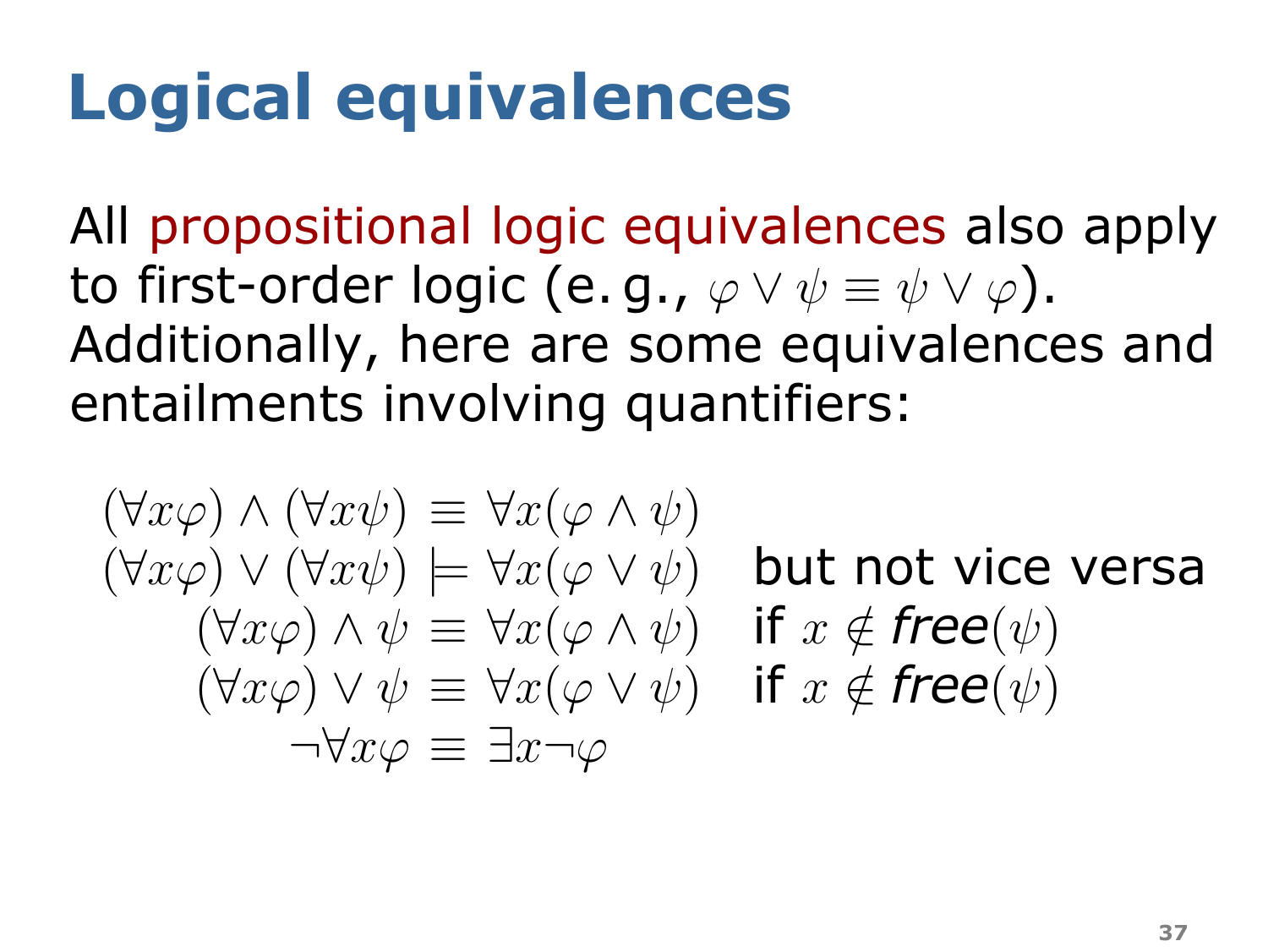# Logical equivalences

All propositional logic equivalences also apply to first-order logic (e. g., $\varphi \vee \psi \equiv \psi \vee \varphi$). Additionally, here are some equivalences and entailments involving quantifiers:

$$
\begin{aligned}
(\forall x \varphi) \wedge (\forall x \psi) &\equiv \forall x (\varphi \wedge \psi) \\
(\forall x \varphi) \vee (\forall x \psi) &\models \forall x (\varphi \vee \psi) \quad \text{but not vice versa} \\
(\forall x \varphi) \wedge \psi &\equiv \forall x (\varphi \wedge \psi) \quad \text{if } x \notin \mathit{free}(\psi) \\
(\forall x \varphi) \vee \psi &\equiv \forall x (\varphi \vee \psi) \quad \text{if } x \notin \mathit{free}(\psi) \\
\neg \forall x \varphi &\equiv \exists x \neg \varphi
\end{aligned}
$$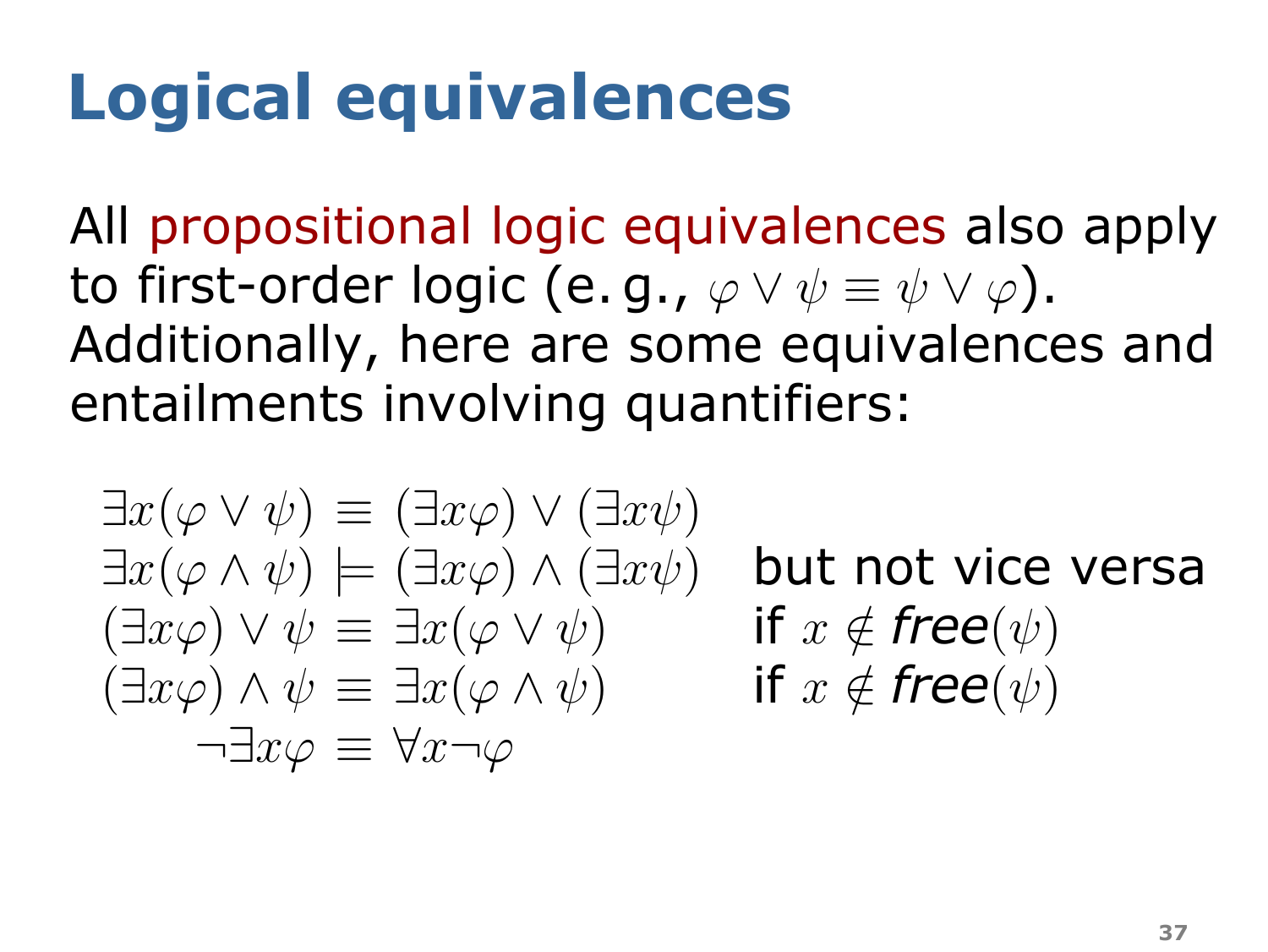# Logical equivalences

All propositional logic equivalences also apply to first-order logic (e. g., $\varphi \vee \psi \equiv \psi \vee \varphi$). Additionally, here are some equivalences and entailments involving quantifiers:

$$
\begin{array}{rcll}
\exists x(\varphi \vee \psi) & \equiv & (\exists x \varphi) \vee (\exists x \psi) & \\
\exists x(\varphi \wedge \psi) & \models & (\exists x \varphi) \wedge (\exists x \psi) & \text{but not vice versa} \\
(\exists x \varphi) \vee \psi & \equiv & \exists x(\varphi \vee \psi) & \text{if } x \notin \textit{free}(\psi) \\
(\exists x \varphi) \wedge \psi & \equiv & \exists x(\varphi \wedge \psi) & \text{if } x \notin \textit{free}(\psi) \\
\neg \exists x \varphi & \equiv & \forall x \neg \varphi &
\end{array}
$$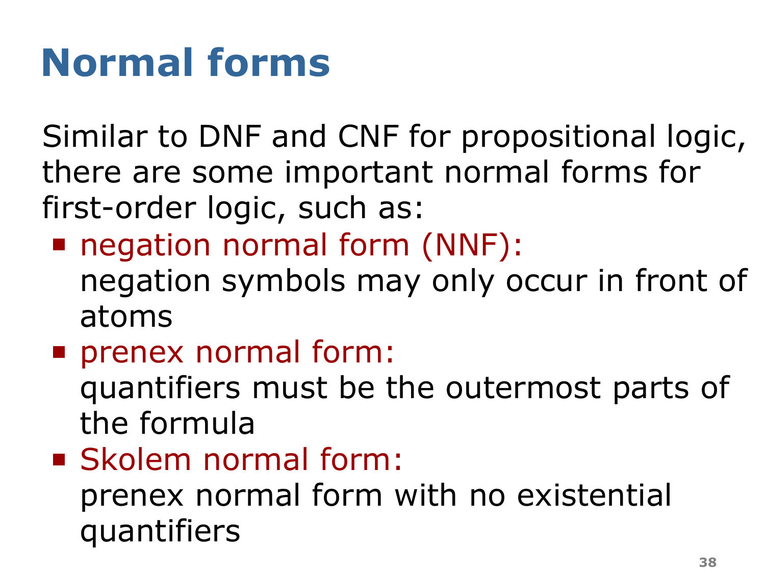# Normal forms

Similar to DNF and CNF for propositional logic, there are some important normal forms for first-order logic, such as:

- negation normal form (NNF):
  negation symbols may only occur in front of atoms
- prenex normal form:
  quantifiers must be the outermost parts of the formula
- Skolem normal form:
  prenex normal form with no existential quantifiers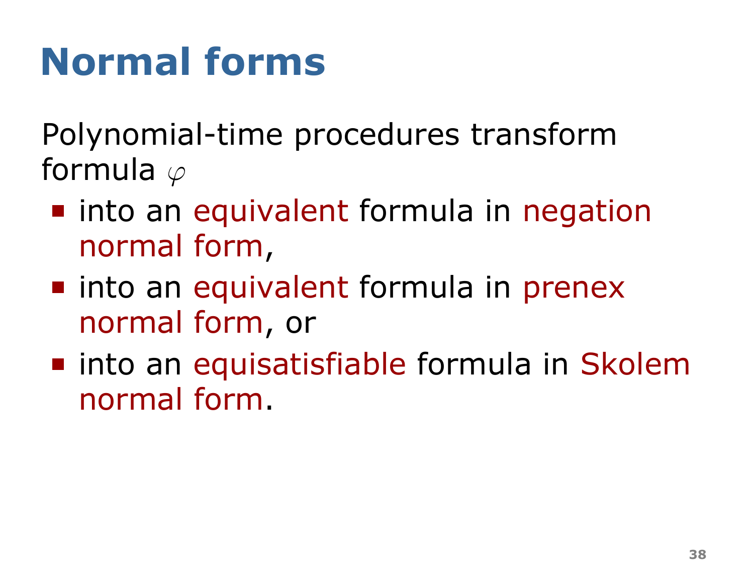# Normal forms

Polynomial-time procedures transform formula $\varphi$

- into an equivalent formula in negation normal form,
- into an equivalent formula in prenex normal form, or
- into an equisatisfiable formula in Skolem normal form.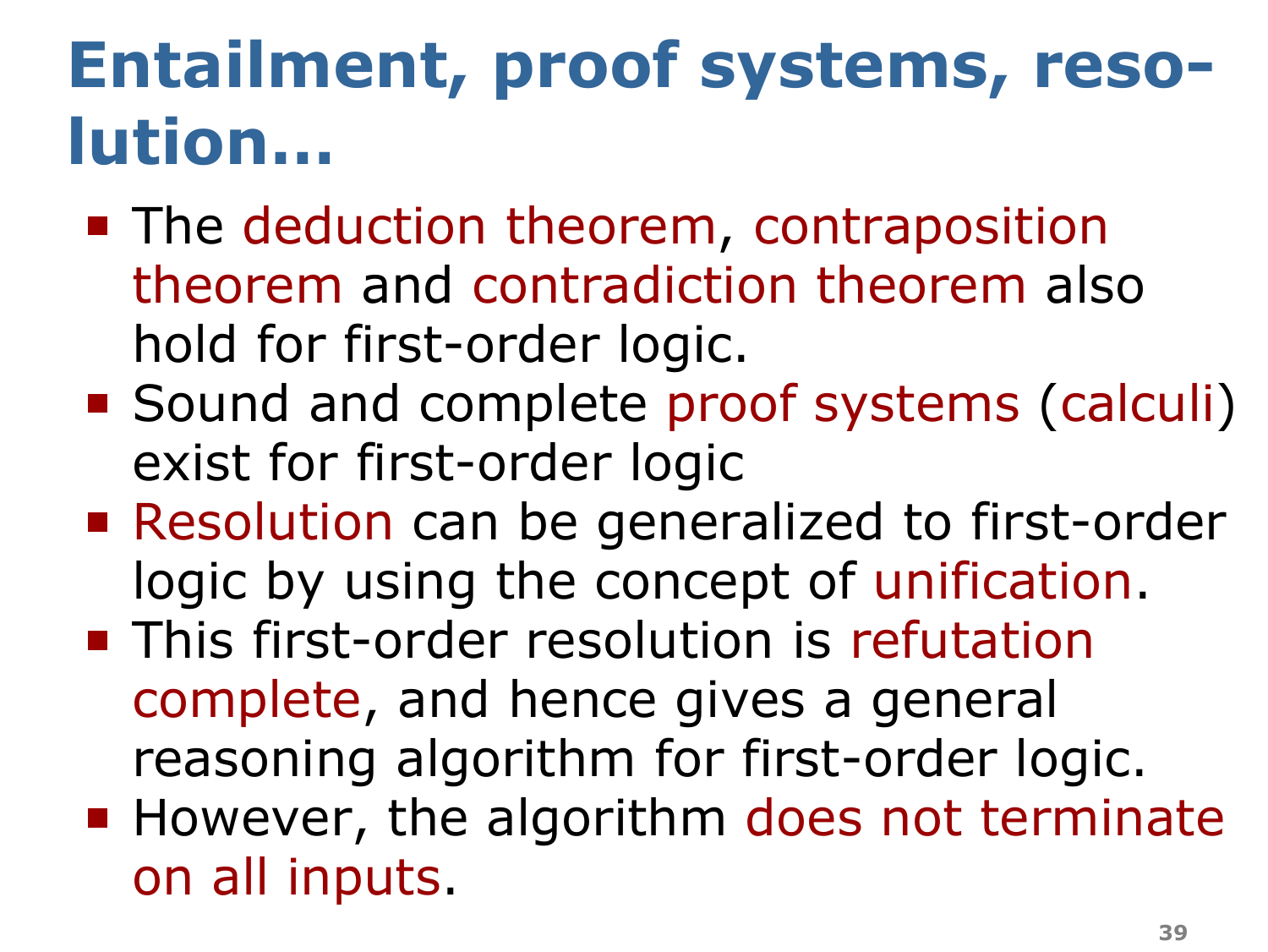# Entailment, proof systems, resolution…

- The deduction theorem, contraposition theorem and contradiction theorem also hold for first-order logic.
- Sound and complete proof systems (calculi) exist for first-order logic
- Resolution can be generalized to first-order logic by using the concept of unification.
- This first-order resolution is refutation complete, and hence gives a general reasoning algorithm for first-order logic.
- However, the algorithm does not terminate on all inputs.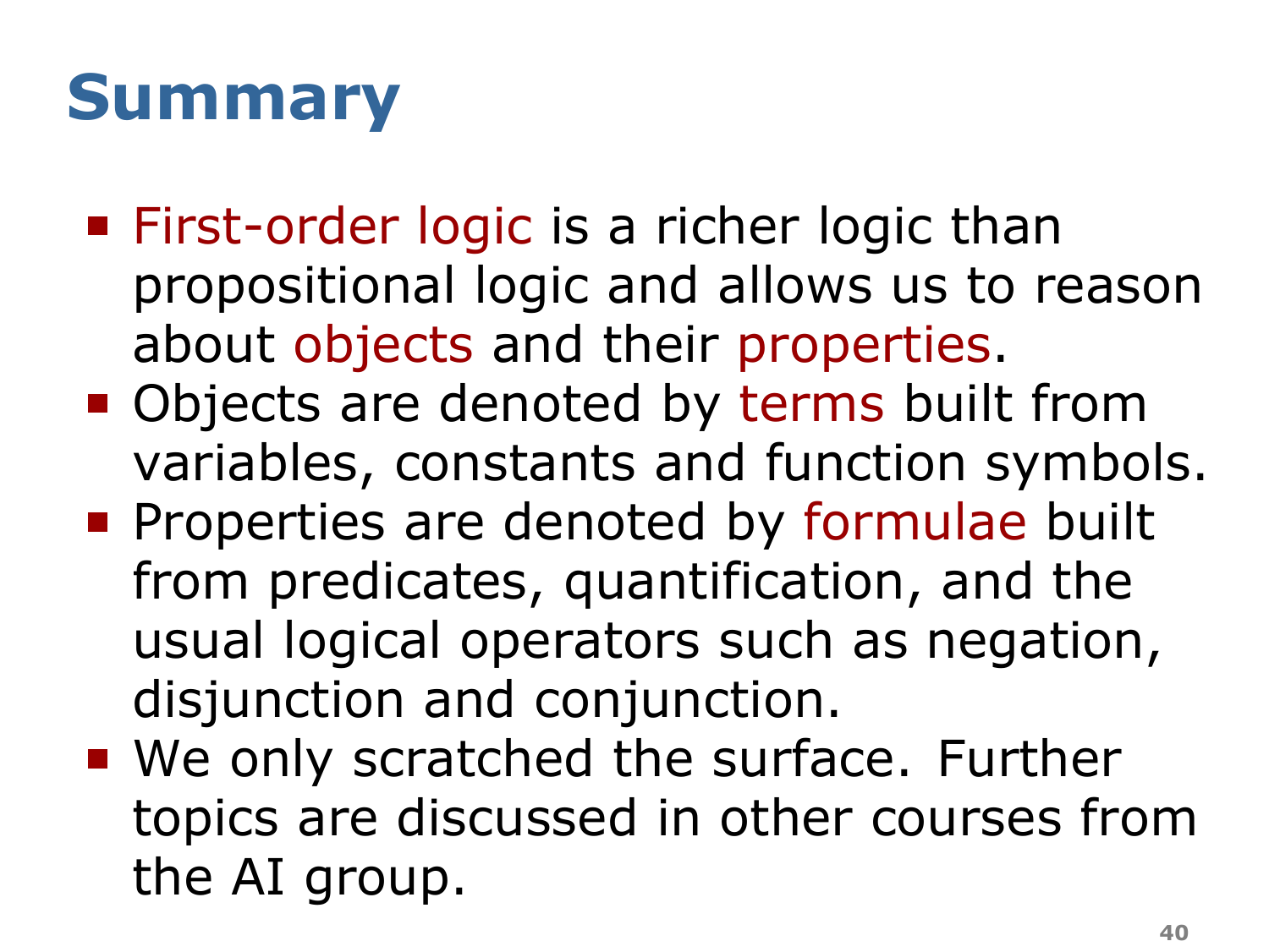# Summary

- First-order logic is a richer logic than propositional logic and allows us to reason about objects and their properties.
- Objects are denoted by terms built from variables, constants and function symbols.
- Properties are denoted by formulae built from predicates, quantification, and the usual logical operators such as negation, disjunction and conjunction.
- We only scratched the surface. Further topics are discussed in other courses from the AI group.